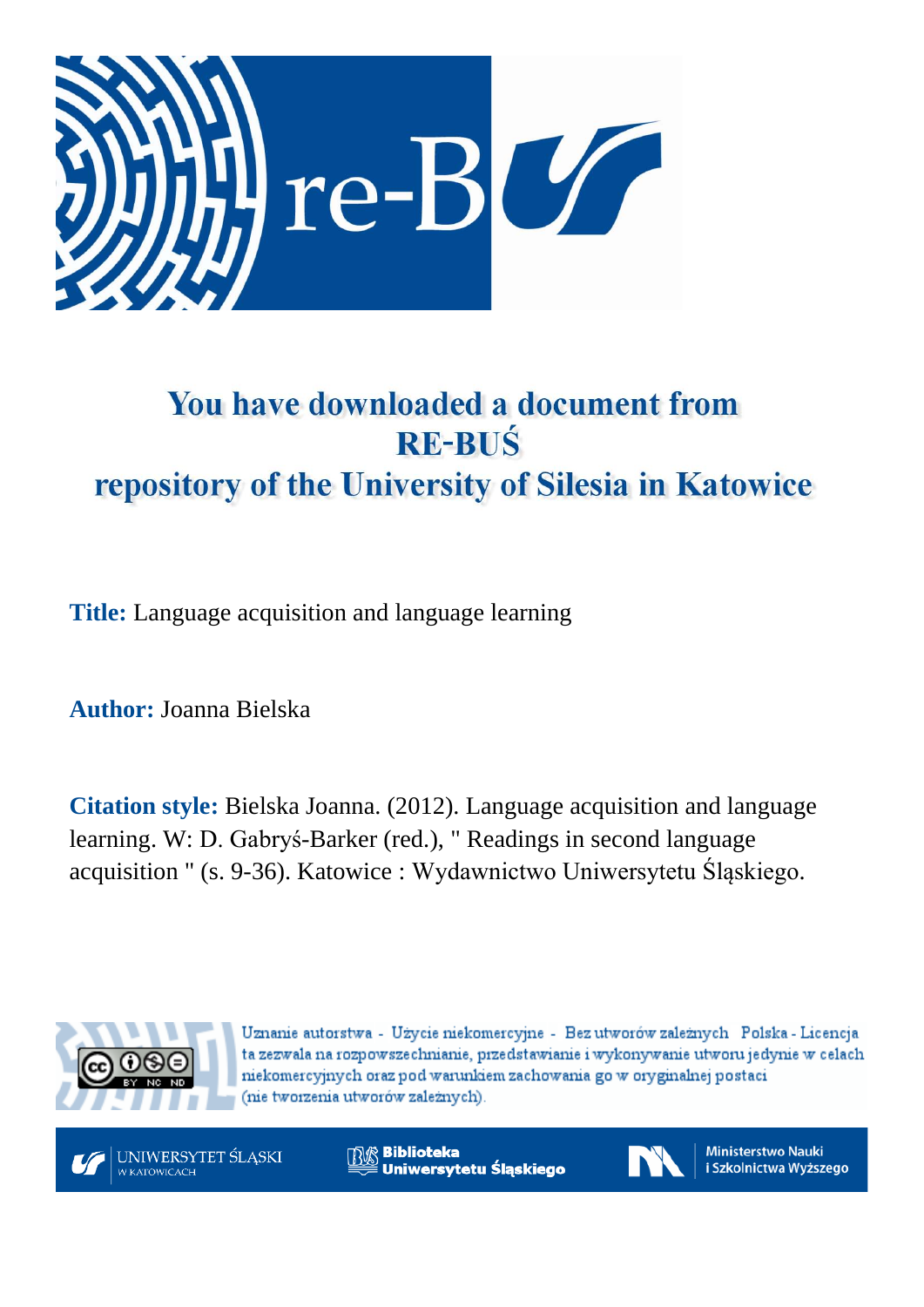# You have downloaded a document from RE-BUŚ repository of the University of Silesia in Katowice

**Title:** Language acquisition and language learning

**Author:** Joanna Bielska

**Citation style:** Bielska Joanna. (2012). Language acquisition and language learning. W: D. Gabryś-Barker (red.), " Readings in second language acquisition " (s. 9-36). Katowice : Wydawnictwo Uniwersytetu Śląskiego.

Uznanie autorstwa - Użycie niekomercyjne - Bez utworów zależnych Polska - Licencja ta zezwala na rozpowszechnianie, przedstawianie i wykonywanie utworu jedynie w celach niekomercyjnych oraz pod warunkiem zachowania go w oryginalnej postaci (nie tworzenia utworów zależnych).

UNIWERSYTET ŚLĄSKI W KATOWICACH

Biblioteka Uniwersytetu Śląskiego

Ministerstwo Nauki i Szkolnictwa Wyższego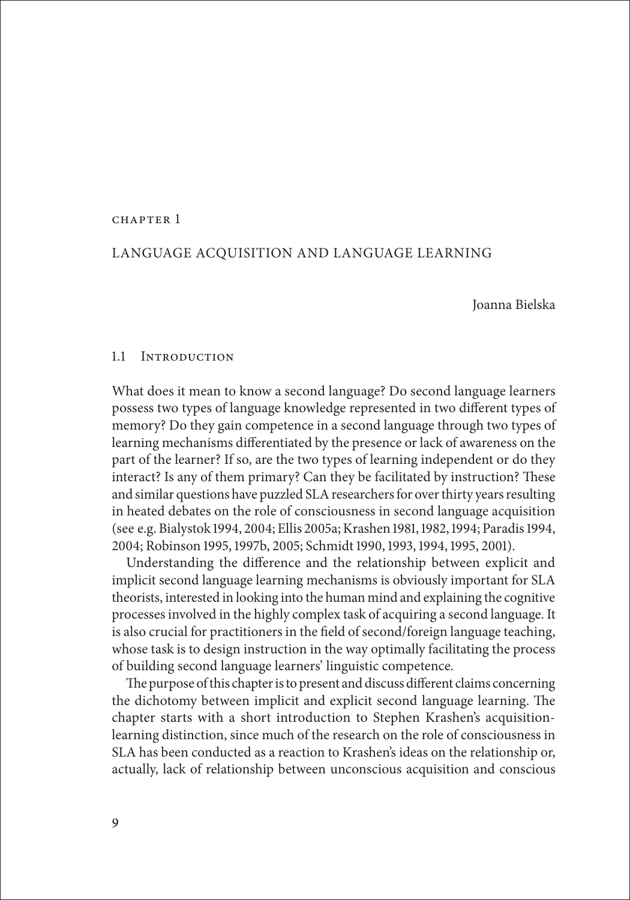# CHAPTER 1

# LANGUAGE ACQUISITION AND LANGUAGE LEARNING

Joanna Bielska

## 1.1 Introduction

What does it mean to know a second language? Do second language learners possess two types of language knowledge represented in two different types of memory? Do they gain competence in a second language through two types of learning mechanisms differentiated by the presence or lack of awareness on the part of the learner? If so, are the two types of learning independent or do they interact? Is any of them primary? Can they be facilitated by instruction? These and similar questions have puzzled SLA researchers for over thirty years resulting in heated debates on the role of consciousness in second language acquisition (see e.g. Bialystok 1994, 2004; Ellis 2005a; Krashen 1981, 1982, 1994; Paradis 1994, 2004; Robinson 1995, 1997b, 2005; Schmidt 1990, 1993, 1994, 1995, 2001).

Understanding the difference and the relationship between explicit and implicit second language learning mechanisms is obviously important for SLA theorists, interested in looking into the human mind and explaining the cognitive processes involved in the highly complex task of acquiring a second language. It is also crucial for practitioners in the field of second/foreign language teaching, whose task is to design instruction in the way optimally facilitating the process of building second language learners' linguistic competence.

The purpose of this chapter is to present and discuss different claims concerning the dichotomy between implicit and explicit second language learning. The chapter starts with a short introduction to Stephen Krashen's acquisition-learning distinction, since much of the research on the role of consciousness in SLA has been conducted as a reaction to Krashen's ideas on the relationship or, actually, lack of relationship between unconscious acquisition and conscious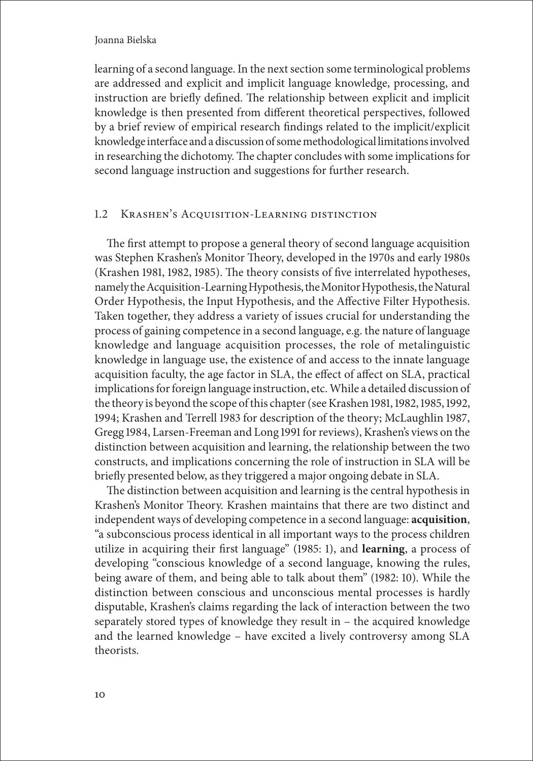learning of a second language. In the next section some terminological problems are addressed and explicit and implicit language knowledge, processing, and instruction are briefly defined. The relationship between explicit and implicit knowledge is then presented from different theoretical perspectives, followed by a brief review of empirical research findings related to the implicit/explicit knowledge interface and a discussion of some methodological limitations involved in researching the dichotomy. The chapter concludes with some implications for second language instruction and suggestions for further research.

## 1.2 Krashen's Acquisition-Learning distinction

The first attempt to propose a general theory of second language acquisition was Stephen Krashen's Monitor Theory, developed in the 1970s and early 1980s (Krashen 1981, 1982, 1985). The theory consists of five interrelated hypotheses, namely the Acquisition-Learning Hypothesis, the Monitor Hypothesis, the Natural Order Hypothesis, the Input Hypothesis, and the Affective Filter Hypothesis. Taken together, they address a variety of issues crucial for understanding the process of gaining competence in a second language, e.g. the nature of language knowledge and language acquisition processes, the role of metalinguistic knowledge in language use, the existence of and access to the innate language acquisition faculty, the age factor in SLA, the effect of affect on SLA, practical implications for foreign language instruction, etc. While a detailed discussion of the theory is beyond the scope of this chapter (see Krashen 1981, 1982, 1985, 1992, 1994; Krashen and Terrell 1983 for description of the theory; McLaughlin 1987, Gregg 1984, Larsen-Freeman and Long 1991 for reviews), Krashen's views on the distinction between acquisition and learning, the relationship between the two constructs, and implications concerning the role of instruction in SLA will be briefly presented below, as they triggered a major ongoing debate in SLA.

The distinction between acquisition and learning is the central hypothesis in Krashen's Monitor Theory. Krashen maintains that there are two distinct and independent ways of developing competence in a second language: **acquisition**, "a subconscious process identical in all important ways to the process children utilize in acquiring their first language" (1985: 1), and **learning**, a process of developing "conscious knowledge of a second language, knowing the rules, being aware of them, and being able to talk about them" (1982: 10). While the distinction between conscious and unconscious mental processes is hardly disputable, Krashen's claims regarding the lack of interaction between the two separately stored types of knowledge they result in – the acquired knowledge and the learned knowledge – have excited a lively controversy among SLA theorists.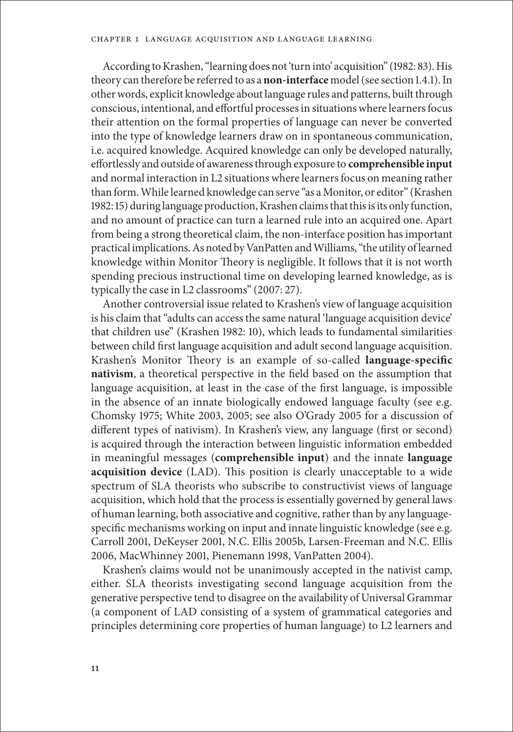According to Krashen, "learning does not 'turn into' acquisition" (1982: 83). His theory can therefore be referred to as a **non-interface** model (see section 1.4.1). In other words, explicit knowledge about language rules and patterns, built through conscious, intentional, and effortful processes in situations where learners focus their attention on the formal properties of language can never be converted into the type of knowledge learners draw on in spontaneous communication, i.e. acquired knowledge. Acquired knowledge can only be developed naturally, effortlessly and outside of awareness through exposure to **comprehensible input** and normal interaction in L2 situations where learners focus on meaning rather than form. While learned knowledge can serve "as a Monitor, or editor" (Krashen 1982: 15) during language production, Krashen claims that this is its only function, and no amount of practice can turn a learned rule into an acquired one. Apart from being a strong theoretical claim, the non-interface position has important practical implications. As noted by VanPatten and Williams, "the utility of learned knowledge within Monitor Theory is negligible. It follows that it is not worth spending precious instructional time on developing learned knowledge, as is typically the case in L2 classrooms" (2007: 27).

Another controversial issue related to Krashen's view of language acquisition is his claim that "adults can access the same natural 'language acquisition device' that children use" (Krashen 1982: 10), which leads to fundamental similarities between child first language acquisition and adult second language acquisition. Krashen's Monitor Theory is an example of so-called **language-specific nativism**, a theoretical perspective in the field based on the assumption that language acquisition, at least in the case of the first language, is impossible in the absence of an innate biologically endowed language faculty (see e.g. Chomsky 1975; White 2003, 2005; see also O'Grady 2005 for a discussion of different types of nativism). In Krashen's view, any language (first or second) is acquired through the interaction between linguistic information embedded in meaningful messages (**comprehensible input**) and the innate **language acquisition device** (LAD). This position is clearly unacceptable to a wide spectrum of SLA theorists who subscribe to constructivist views of language acquisition, which hold that the process is essentially governed by general laws of human learning, both associative and cognitive, rather than by any language-specific mechanisms working on input and innate linguistic knowledge (see e.g. Carroll 2001, DeKeyser 2001, N.C. Ellis 2005b, Larsen-Freeman and N.C. Ellis 2006, MacWhinney 2001, Pienemann 1998, VanPatten 2004).

Krashen's claims would not be unanimously accepted in the nativist camp, either. SLA theorists investigating second language acquisition from the generative perspective tend to disagree on the availability of Universal Grammar (a component of LAD consisting of a system of grammatical categories and principles determining core properties of human language) to L2 learners and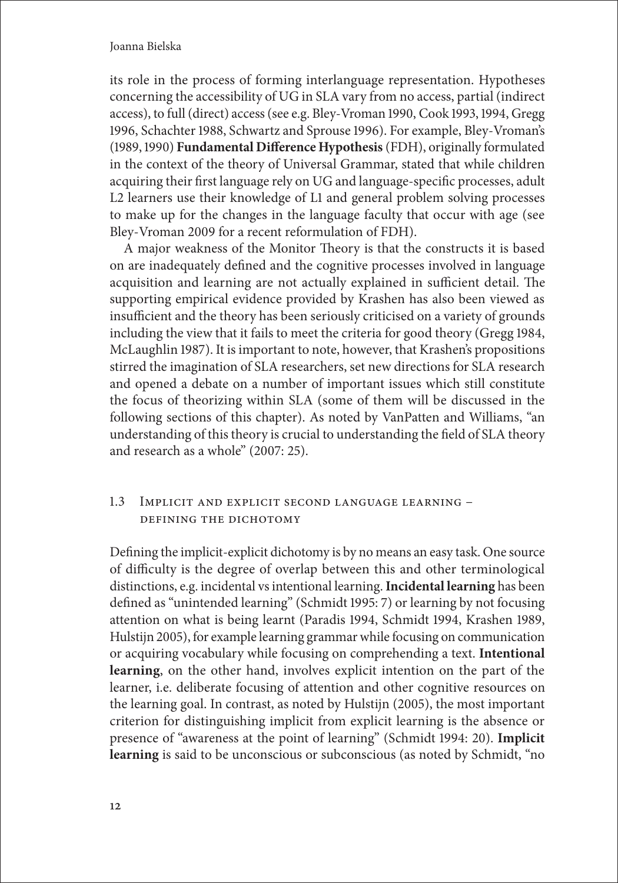its role in the process of forming interlanguage representation. Hypotheses concerning the accessibility of UG in SLA vary from no access, partial (indirect access), to full (direct) access (see e.g. Bley-Vroman 1990, Cook 1993, 1994, Gregg 1996, Schachter 1988, Schwartz and Sprouse 1996). For example, Bley-Vroman's (1989, 1990) **Fundamental Difference Hypothesis** (FDH), originally formulated in the context of the theory of Universal Grammar, stated that while children acquiring their first language rely on UG and language-specific processes, adult L2 learners use their knowledge of L1 and general problem solving processes to make up for the changes in the language faculty that occur with age (see Bley-Vroman 2009 for a recent reformulation of FDH).

A major weakness of the Monitor Theory is that the constructs it is based on are inadequately defined and the cognitive processes involved in language acquisition and learning are not actually explained in sufficient detail. The supporting empirical evidence provided by Krashen has also been viewed as insufficient and the theory has been seriously criticised on a variety of grounds including the view that it fails to meet the criteria for good theory (Gregg 1984, McLaughlin 1987). It is important to note, however, that Krashen's propositions stirred the imagination of SLA researchers, set new directions for SLA research and opened a debate on a number of important issues which still constitute the focus of theorizing within SLA (some of them will be discussed in the following sections of this chapter). As noted by VanPatten and Williams, "an understanding of this theory is crucial to understanding the field of SLA theory and research as a whole" (2007: 25).

## 1.3 Implicit and explicit second language learning – defining the dichotomy

Defining the implicit-explicit dichotomy is by no means an easy task. One source of difficulty is the degree of overlap between this and other terminological distinctions, e.g. incidental vs intentional learning. **Incidental learning** has been defined as "unintended learning" (Schmidt 1995: 7) or learning by not focusing attention on what is being learnt (Paradis 1994, Schmidt 1994, Krashen 1989, Hulstijn 2005), for example learning grammar while focusing on communication or acquiring vocabulary while focusing on comprehending a text. **Intentional learning**, on the other hand, involves explicit intention on the part of the learner, i.e. deliberate focusing of attention and other cognitive resources on the learning goal. In contrast, as noted by Hulstijn (2005), the most important criterion for distinguishing implicit from explicit learning is the absence or presence of "awareness at the point of learning" (Schmidt 1994: 20). **Implicit learning** is said to be unconscious or subconscious (as noted by Schmidt, "no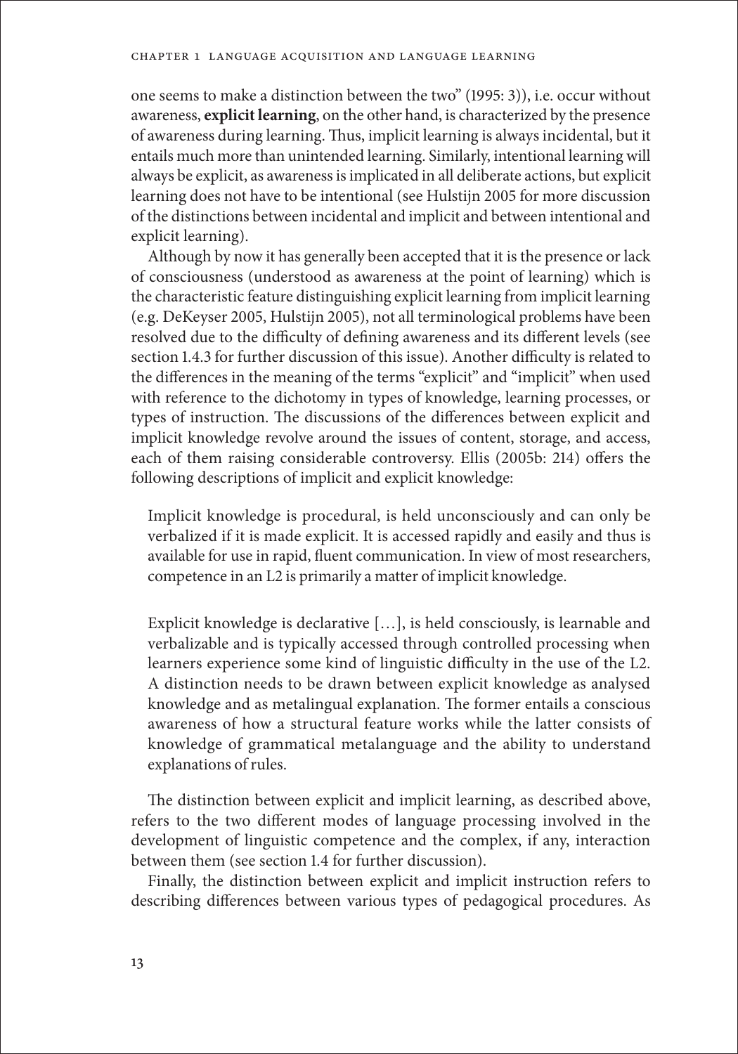one seems to make a distinction between the two" (1995: 3)), i.e. occur without awareness, **explicit learning**, on the other hand, is characterized by the presence of awareness during learning. Thus, implicit learning is always incidental, but it entails much more than unintended learning. Similarly, intentional learning will always be explicit, as awareness is implicated in all deliberate actions, but explicit learning does not have to be intentional (see Hulstijn 2005 for more discussion of the distinctions between incidental and implicit and between intentional and explicit learning).

Although by now it has generally been accepted that it is the presence or lack of consciousness (understood as awareness at the point of learning) which is the characteristic feature distinguishing explicit learning from implicit learning (e.g. DeKeyser 2005, Hulstijn 2005), not all terminological problems have been resolved due to the difficulty of defining awareness and its different levels (see section 1.4.3 for further discussion of this issue). Another difficulty is related to the differences in the meaning of the terms "explicit" and "implicit" when used with reference to the dichotomy in types of knowledge, learning processes, or types of instruction. The discussions of the differences between explicit and implicit knowledge revolve around the issues of content, storage, and access, each of them raising considerable controversy. Ellis (2005b: 214) offers the following descriptions of implicit and explicit knowledge:

> Implicit knowledge is procedural, is held unconsciously and can only be verbalized if it is made explicit. It is accessed rapidly and easily and thus is available for use in rapid, fluent communication. In view of most researchers, competence in an L2 is primarily a matter of implicit knowledge.
>
> Explicit knowledge is declarative […], is held consciously, is learnable and verbalizable and is typically accessed through controlled processing when learners experience some kind of linguistic difficulty in the use of the L2. A distinction needs to be drawn between explicit knowledge as analysed knowledge and as metalingual explanation. The former entails a conscious awareness of how a structural feature works while the latter consists of knowledge of grammatical metalanguage and the ability to understand explanations of rules.

The distinction between explicit and implicit learning, as described above, refers to the two different modes of language processing involved in the development of linguistic competence and the complex, if any, interaction between them (see section 1.4 for further discussion).

Finally, the distinction between explicit and implicit instruction refers to describing differences between various types of pedagogical procedures. As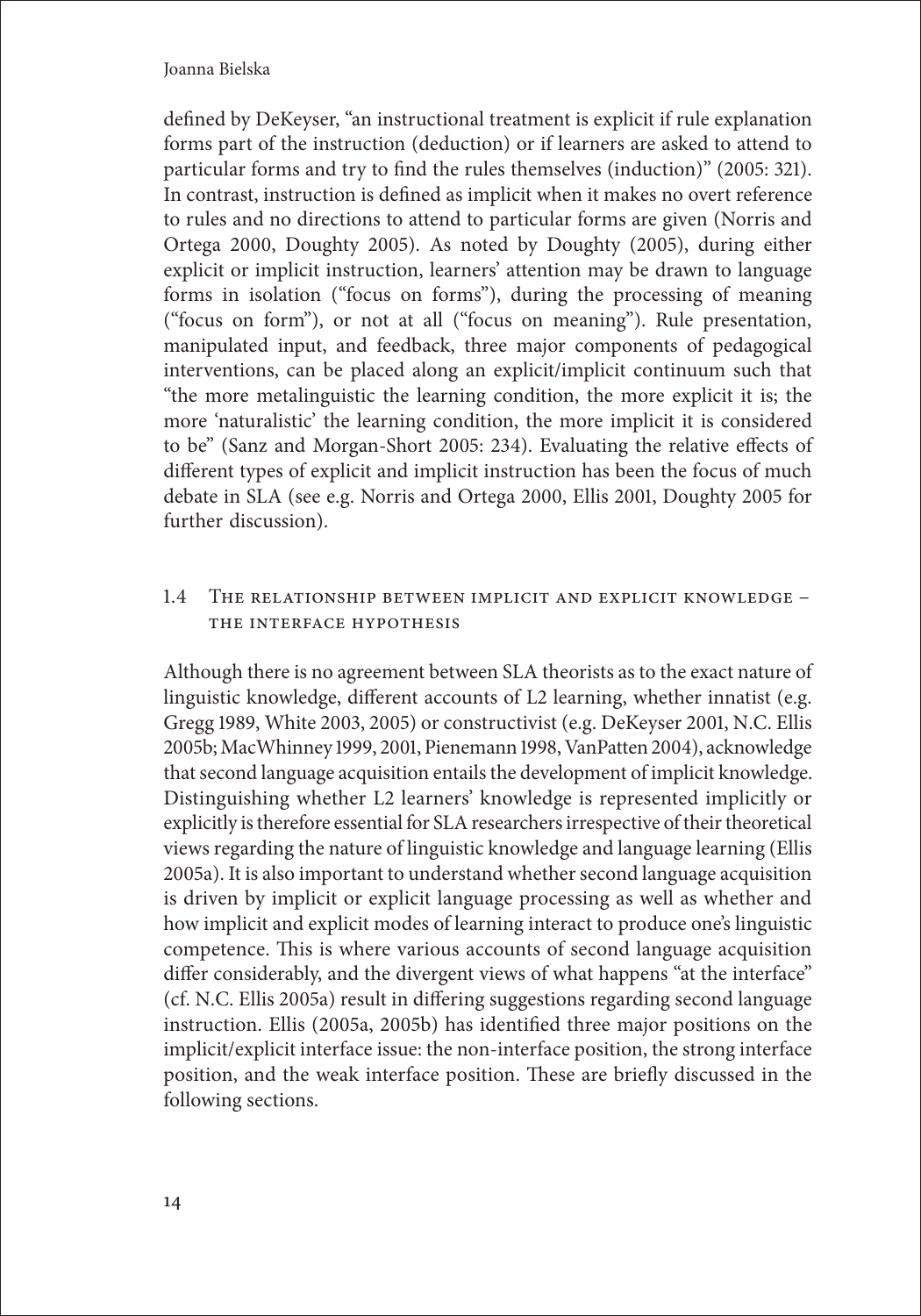defined by DeKeyser, "an instructional treatment is explicit if rule explanation forms part of the instruction (deduction) or if learners are asked to attend to particular forms and try to find the rules themselves (induction)" (2005: 321). In contrast, instruction is defined as implicit when it makes no overt reference to rules and no directions to attend to particular forms are given (Norris and Ortega 2000, Doughty 2005). As noted by Doughty (2005), during either explicit or implicit instruction, learners' attention may be drawn to language forms in isolation ("focus on forms"), during the processing of meaning ("focus on form"), or not at all ("focus on meaning"). Rule presentation, manipulated input, and feedback, three major components of pedagogical interventions, can be placed along an explicit/implicit continuum such that "the more metalinguistic the learning condition, the more explicit it is; the more 'naturalistic' the learning condition, the more implicit it is considered to be" (Sanz and Morgan-Short 2005: 234). Evaluating the relative effects of different types of explicit and implicit instruction has been the focus of much debate in SLA (see e.g. Norris and Ortega 2000, Ellis 2001, Doughty 2005 for further discussion).

### 1.4 The relationship between implicit and explicit knowledge – the interface hypothesis

Although there is no agreement between SLA theorists as to the exact nature of linguistic knowledge, different accounts of L2 learning, whether innatist (e.g. Gregg 1989, White 2003, 2005) or constructivist (e.g. DeKeyser 2001, N.C. Ellis 2005b; MacWhinney 1999, 2001, Pienemann 1998, VanPatten 2004), acknowledge that second language acquisition entails the development of implicit knowledge. Distinguishing whether L2 learners' knowledge is represented implicitly or explicitly is therefore essential for SLA researchers irrespective of their theoretical views regarding the nature of linguistic knowledge and language learning (Ellis 2005a). It is also important to understand whether second language acquisition is driven by implicit or explicit language processing as well as whether and how implicit and explicit modes of learning interact to produce one's linguistic competence. This is where various accounts of second language acquisition differ considerably, and the divergent views of what happens "at the interface" (cf. N.C. Ellis 2005a) result in differing suggestions regarding second language instruction. Ellis (2005a, 2005b) has identified three major positions on the implicit/explicit interface issue: the non-interface position, the strong interface position, and the weak interface position. These are briefly discussed in the following sections.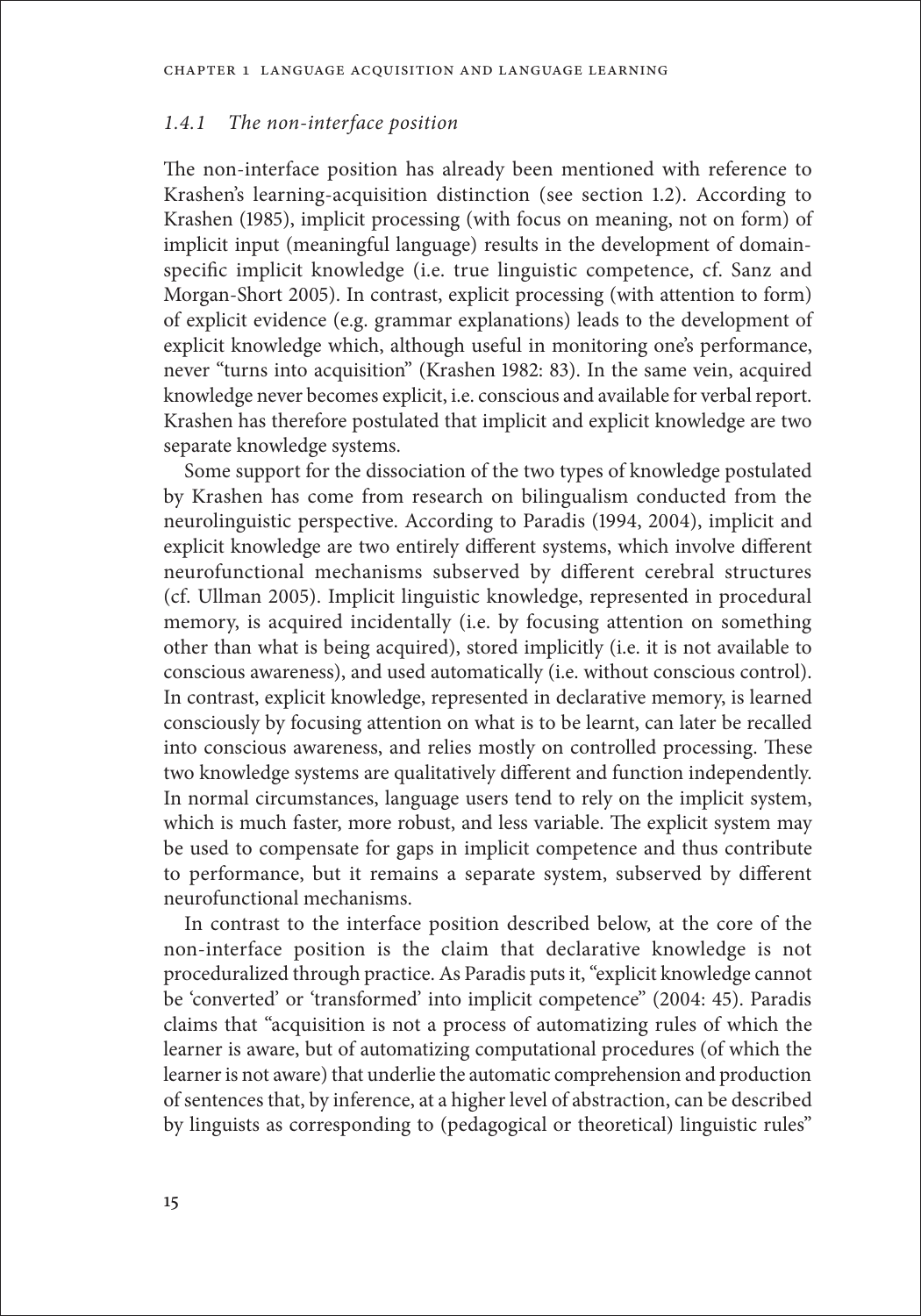### *1.4.1 The non-interface position*

The non-interface position has already been mentioned with reference to Krashen's learning-acquisition distinction (see section 1.2). According to Krashen (1985), implicit processing (with focus on meaning, not on form) of implicit input (meaningful language) results in the development of domain-specific implicit knowledge (i.e. true linguistic competence, cf. Sanz and Morgan-Short 2005). In contrast, explicit processing (with attention to form) of explicit evidence (e.g. grammar explanations) leads to the development of explicit knowledge which, although useful in monitoring one's performance, never "turns into acquisition" (Krashen 1982: 83). In the same vein, acquired knowledge never becomes explicit, i.e. conscious and available for verbal report. Krashen has therefore postulated that implicit and explicit knowledge are two separate knowledge systems.

Some support for the dissociation of the two types of knowledge postulated by Krashen has come from research on bilingualism conducted from the neurolinguistic perspective. According to Paradis (1994, 2004), implicit and explicit knowledge are two entirely different systems, which involve different neurofunctional mechanisms subserved by different cerebral structures (cf. Ullman 2005). Implicit linguistic knowledge, represented in procedural memory, is acquired incidentally (i.e. by focusing attention on something other than what is being acquired), stored implicitly (i.e. it is not available to conscious awareness), and used automatically (i.e. without conscious control). In contrast, explicit knowledge, represented in declarative memory, is learned consciously by focusing attention on what is to be learnt, can later be recalled into conscious awareness, and relies mostly on controlled processing. These two knowledge systems are qualitatively different and function independently. In normal circumstances, language users tend to rely on the implicit system, which is much faster, more robust, and less variable. The explicit system may be used to compensate for gaps in implicit competence and thus contribute to performance, but it remains a separate system, subserved by different neurofunctional mechanisms.

In contrast to the interface position described below, at the core of the non-interface position is the claim that declarative knowledge is not proceduralized through practice. As Paradis puts it, "explicit knowledge cannot be 'converted' or 'transformed' into implicit competence" (2004: 45). Paradis claims that "acquisition is not a process of automatizing rules of which the learner is aware, but of automatizing computational procedures (of which the learner is not aware) that underlie the automatic comprehension and production of sentences that, by inference, at a higher level of abstraction, can be described by linguists as corresponding to (pedagogical or theoretical) linguistic rules"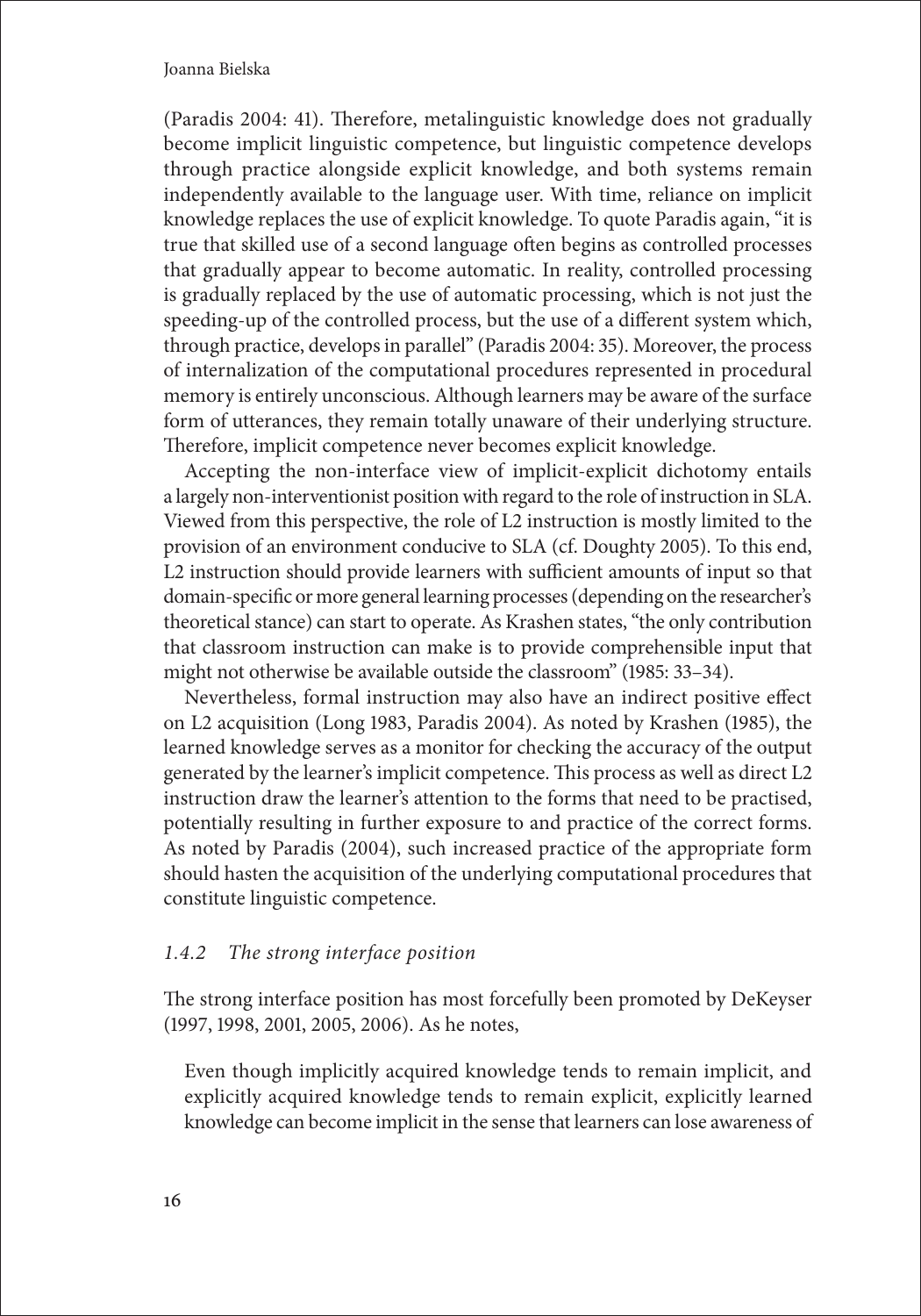(Paradis 2004: 41). Therefore, metalinguistic knowledge does not gradually become implicit linguistic competence, but linguistic competence develops through practice alongside explicit knowledge, and both systems remain independently available to the language user. With time, reliance on implicit knowledge replaces the use of explicit knowledge. To quote Paradis again, "it is true that skilled use of a second language often begins as controlled processes that gradually appear to become automatic. In reality, controlled processing is gradually replaced by the use of automatic processing, which is not just the speeding-up of the controlled process, but the use of a different system which, through practice, develops in parallel" (Paradis 2004: 35). Moreover, the process of internalization of the computational procedures represented in procedural memory is entirely unconscious. Although learners may be aware of the surface form of utterances, they remain totally unaware of their underlying structure. Therefore, implicit competence never becomes explicit knowledge.

Accepting the non-interface view of implicit-explicit dichotomy entails a largely non-interventionist position with regard to the role of instruction in SLA. Viewed from this perspective, the role of L2 instruction is mostly limited to the provision of an environment conducive to SLA (cf. Doughty 2005). To this end, L2 instruction should provide learners with sufficient amounts of input so that domain-specific or more general learning processes (depending on the researcher's theoretical stance) can start to operate. As Krashen states, "the only contribution that classroom instruction can make is to provide comprehensible input that might not otherwise be available outside the classroom" (1985: 33–34).

Nevertheless, formal instruction may also have an indirect positive effect on L2 acquisition (Long 1983, Paradis 2004). As noted by Krashen (1985), the learned knowledge serves as a monitor for checking the accuracy of the output generated by the learner's implicit competence. This process as well as direct L2 instruction draw the learner's attention to the forms that need to be practised, potentially resulting in further exposure to and practice of the correct forms. As noted by Paradis (2004), such increased practice of the appropriate form should hasten the acquisition of the underlying computational procedures that constitute linguistic competence.

### *1.4.2 The strong interface position*

The strong interface position has most forcefully been promoted by DeKeyser (1997, 1998, 2001, 2005, 2006). As he notes,

> Even though implicitly acquired knowledge tends to remain implicit, and explicitly acquired knowledge tends to remain explicit, explicitly learned knowledge can become implicit in the sense that learners can lose awareness of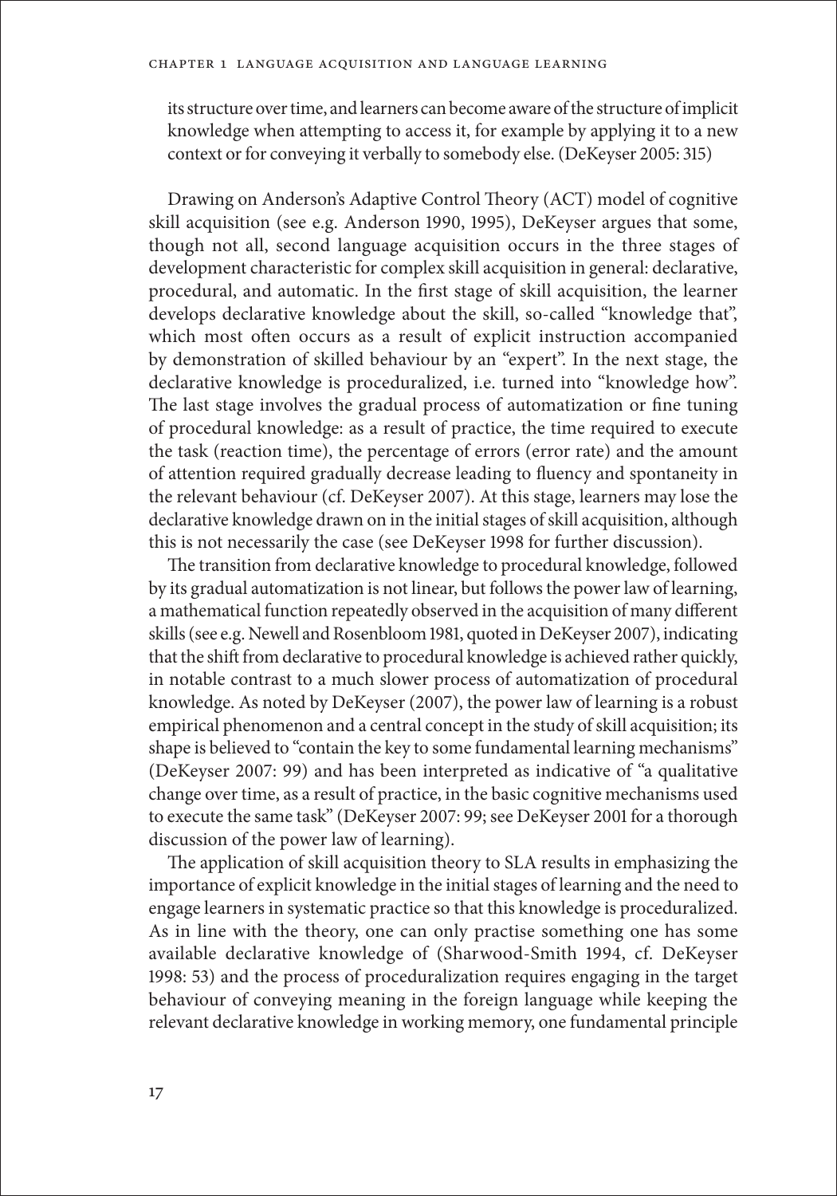its structure over time, and learners can become aware of the structure of implicit knowledge when attempting to access it, for example by applying it to a new context or for conveying it verbally to somebody else. (DeKeyser 2005: 315)

Drawing on Anderson's Adaptive Control Theory (ACT) model of cognitive skill acquisition (see e.g. Anderson 1990, 1995), DeKeyser argues that some, though not all, second language acquisition occurs in the three stages of development characteristic for complex skill acquisition in general: declarative, procedural, and automatic. In the first stage of skill acquisition, the learner develops declarative knowledge about the skill, so-called "knowledge that", which most often occurs as a result of explicit instruction accompanied by demonstration of skilled behaviour by an "expert". In the next stage, the declarative knowledge is proceduralized, i.e. turned into "knowledge how". The last stage involves the gradual process of automatization or fine tuning of procedural knowledge: as a result of practice, the time required to execute the task (reaction time), the percentage of errors (error rate) and the amount of attention required gradually decrease leading to fluency and spontaneity in the relevant behaviour (cf. DeKeyser 2007). At this stage, learners may lose the declarative knowledge drawn on in the initial stages of skill acquisition, although this is not necessarily the case (see DeKeyser 1998 for further discussion).

The transition from declarative knowledge to procedural knowledge, followed by its gradual automatization is not linear, but follows the power law of learning, a mathematical function repeatedly observed in the acquisition of many different skills (see e.g. Newell and Rosenbloom 1981, quoted in DeKeyser 2007), indicating that the shift from declarative to procedural knowledge is achieved rather quickly, in notable contrast to a much slower process of automatization of procedural knowledge. As noted by DeKeyser (2007), the power law of learning is a robust empirical phenomenon and a central concept in the study of skill acquisition; its shape is believed to "contain the key to some fundamental learning mechanisms" (DeKeyser 2007: 99) and has been interpreted as indicative of "a qualitative change over time, as a result of practice, in the basic cognitive mechanisms used to execute the same task" (DeKeyser 2007: 99; see DeKeyser 2001 for a thorough discussion of the power law of learning).

The application of skill acquisition theory to SLA results in emphasizing the importance of explicit knowledge in the initial stages of learning and the need to engage learners in systematic practice so that this knowledge is proceduralized. As in line with the theory, one can only practise something one has some available declarative knowledge of (Sharwood-Smith 1994, cf. DeKeyser 1998: 53) and the process of proceduralization requires engaging in the target behaviour of conveying meaning in the foreign language while keeping the relevant declarative knowledge in working memory, one fundamental principle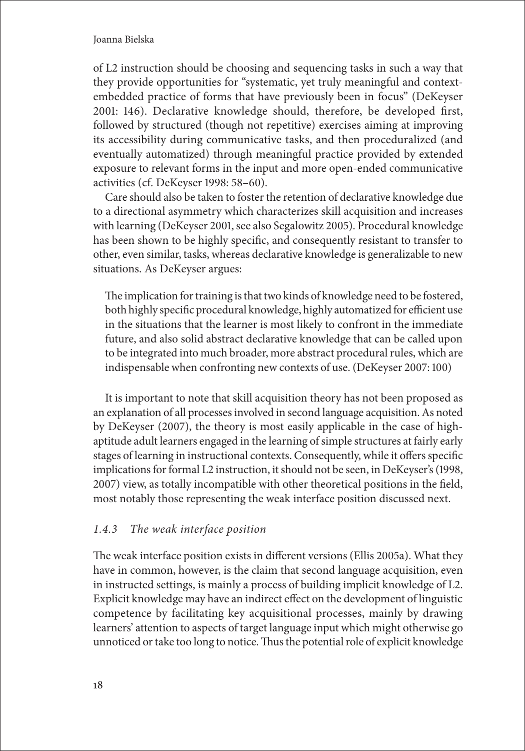of L2 instruction should be choosing and sequencing tasks in such a way that they provide opportunities for "systematic, yet truly meaningful and context-embedded practice of forms that have previously been in focus" (DeKeyser 2001: 146). Declarative knowledge should, therefore, be developed first, followed by structured (though not repetitive) exercises aiming at improving its accessibility during communicative tasks, and then proceduralized (and eventually automatized) through meaningful practice provided by extended exposure to relevant forms in the input and more open-ended communicative activities (cf. DeKeyser 1998: 58–60).

Care should also be taken to foster the retention of declarative knowledge due to a directional asymmetry which characterizes skill acquisition and increases with learning (DeKeyser 2001, see also Segalowitz 2005). Procedural knowledge has been shown to be highly specific, and consequently resistant to transfer to other, even similar, tasks, whereas declarative knowledge is generalizable to new situations. As DeKeyser argues:

> The implication for training is that two kinds of knowledge need to be fostered, both highly specific procedural knowledge, highly automatized for efficient use in the situations that the learner is most likely to confront in the immediate future, and also solid abstract declarative knowledge that can be called upon to be integrated into much broader, more abstract procedural rules, which are indispensable when confronting new contexts of use. (DeKeyser 2007: 100)

It is important to note that skill acquisition theory has not been proposed as an explanation of all processes involved in second language acquisition. As noted by DeKeyser (2007), the theory is most easily applicable in the case of high-aptitude adult learners engaged in the learning of simple structures at fairly early stages of learning in instructional contexts. Consequently, while it offers specific implications for formal L2 instruction, it should not be seen, in DeKeyser's (1998, 2007) view, as totally incompatible with other theoretical positions in the field, most notably those representing the weak interface position discussed next.

### *1.4.3 The weak interface position*

The weak interface position exists in different versions (Ellis 2005a). What they have in common, however, is the claim that second language acquisition, even in instructed settings, is mainly a process of building implicit knowledge of L2. Explicit knowledge may have an indirect effect on the development of linguistic competence by facilitating key acquisitional processes, mainly by drawing learners' attention to aspects of target language input which might otherwise go unnoticed or take too long to notice. Thus the potential role of explicit knowledge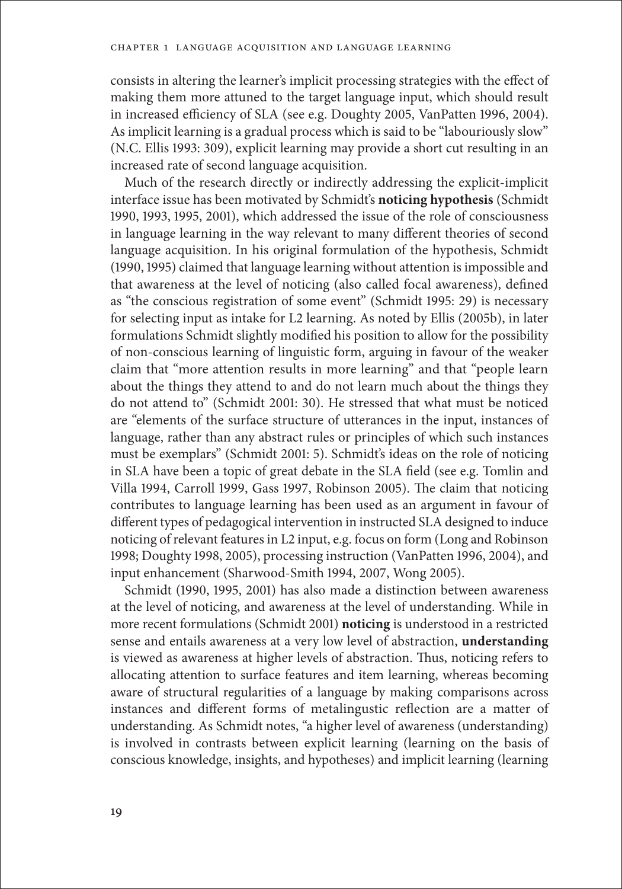consists in altering the learner's implicit processing strategies with the effect of making them more attuned to the target language input, which should result in increased efficiency of SLA (see e.g. Doughty 2005, VanPatten 1996, 2004). As implicit learning is a gradual process which is said to be "labouriously slow" (N.C. Ellis 1993: 309), explicit learning may provide a short cut resulting in an increased rate of second language acquisition.

Much of the research directly or indirectly addressing the explicit-implicit interface issue has been motivated by Schmidt's **noticing hypothesis** (Schmidt 1990, 1993, 1995, 2001), which addressed the issue of the role of consciousness in language learning in the way relevant to many different theories of second language acquisition. In his original formulation of the hypothesis, Schmidt (1990, 1995) claimed that language learning without attention is impossible and that awareness at the level of noticing (also called focal awareness), defined as "the conscious registration of some event" (Schmidt 1995: 29) is necessary for selecting input as intake for L2 learning. As noted by Ellis (2005b), in later formulations Schmidt slightly modified his position to allow for the possibility of non-conscious learning of linguistic form, arguing in favour of the weaker claim that "more attention results in more learning" and that "people learn about the things they attend to and do not learn much about the things they do not attend to" (Schmidt 2001: 30). He stressed that what must be noticed are "elements of the surface structure of utterances in the input, instances of language, rather than any abstract rules or principles of which such instances must be exemplars" (Schmidt 2001: 5). Schmidt's ideas on the role of noticing in SLA have been a topic of great debate in the SLA field (see e.g. Tomlin and Villa 1994, Carroll 1999, Gass 1997, Robinson 2005). The claim that noticing contributes to language learning has been used as an argument in favour of different types of pedagogical intervention in instructed SLA designed to induce noticing of relevant features in L2 input, e.g. focus on form (Long and Robinson 1998; Doughty 1998, 2005), processing instruction (VanPatten 1996, 2004), and input enhancement (Sharwood-Smith 1994, 2007, Wong 2005).

Schmidt (1990, 1995, 2001) has also made a distinction between awareness at the level of noticing, and awareness at the level of understanding. While in more recent formulations (Schmidt 2001) **noticing** is understood in a restricted sense and entails awareness at a very low level of abstraction, **understanding** is viewed as awareness at higher levels of abstraction. Thus, noticing refers to allocating attention to surface features and item learning, whereas becoming aware of structural regularities of a language by making comparisons across instances and different forms of metalingustic reflection are a matter of understanding. As Schmidt notes, "a higher level of awareness (understanding) is involved in contrasts between explicit learning (learning on the basis of conscious knowledge, insights, and hypotheses) and implicit learning (learning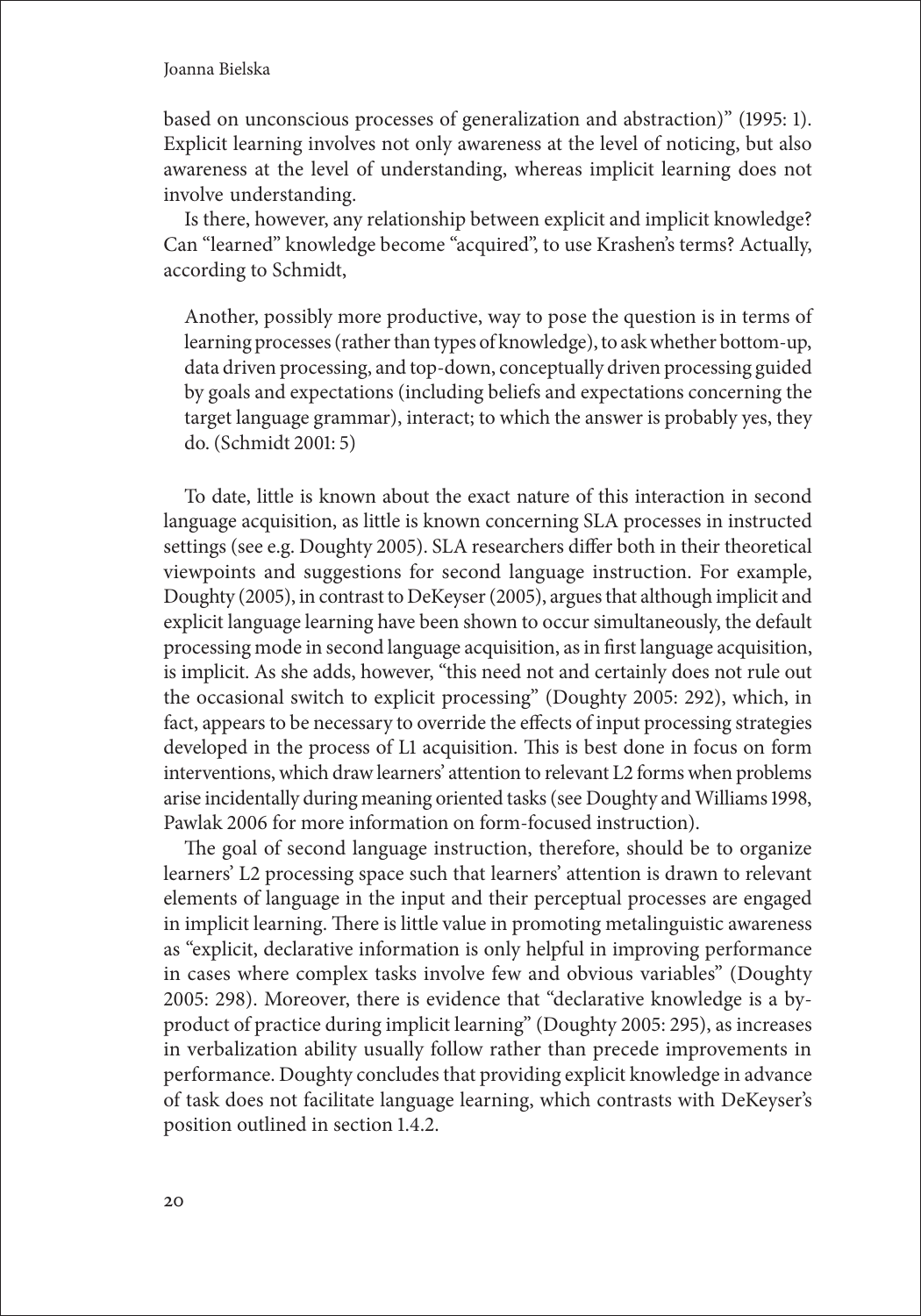based on unconscious processes of generalization and abstraction)" (1995: 1). Explicit learning involves not only awareness at the level of noticing, but also awareness at the level of understanding, whereas implicit learning does not involve understanding.

Is there, however, any relationship between explicit and implicit knowledge? Can "learned" knowledge become "acquired", to use Krashen's terms? Actually, according to Schmidt,

> Another, possibly more productive, way to pose the question is in terms of learning processes (rather than types of knowledge), to ask whether bottom-up, data driven processing, and top-down, conceptually driven processing guided by goals and expectations (including beliefs and expectations concerning the target language grammar), interact; to which the answer is probably yes, they do. (Schmidt 2001: 5)

To date, little is known about the exact nature of this interaction in second language acquisition, as little is known concerning SLA processes in instructed settings (see e.g. Doughty 2005). SLA researchers differ both in their theoretical viewpoints and suggestions for second language instruction. For example, Doughty (2005), in contrast to DeKeyser (2005), argues that although implicit and explicit language learning have been shown to occur simultaneously, the default processing mode in second language acquisition, as in first language acquisition, is implicit. As she adds, however, "this need not and certainly does not rule out the occasional switch to explicit processing" (Doughty 2005: 292), which, in fact, appears to be necessary to override the effects of input processing strategies developed in the process of L1 acquisition. This is best done in focus on form interventions, which draw learners' attention to relevant L2 forms when problems arise incidentally during meaning oriented tasks (see Doughty and Williams 1998, Pawlak 2006 for more information on form-focused instruction).

The goal of second language instruction, therefore, should be to organize learners' L2 processing space such that learners' attention is drawn to relevant elements of language in the input and their perceptual processes are engaged in implicit learning. There is little value in promoting metalinguistic awareness as "explicit, declarative information is only helpful in improving performance in cases where complex tasks involve few and obvious variables" (Doughty 2005: 298). Moreover, there is evidence that "declarative knowledge is a by-product of practice during implicit learning" (Doughty 2005: 295), as increases in verbalization ability usually follow rather than precede improvements in performance. Doughty concludes that providing explicit knowledge in advance of task does not facilitate language learning, which contrasts with DeKeyser's position outlined in section 1.4.2.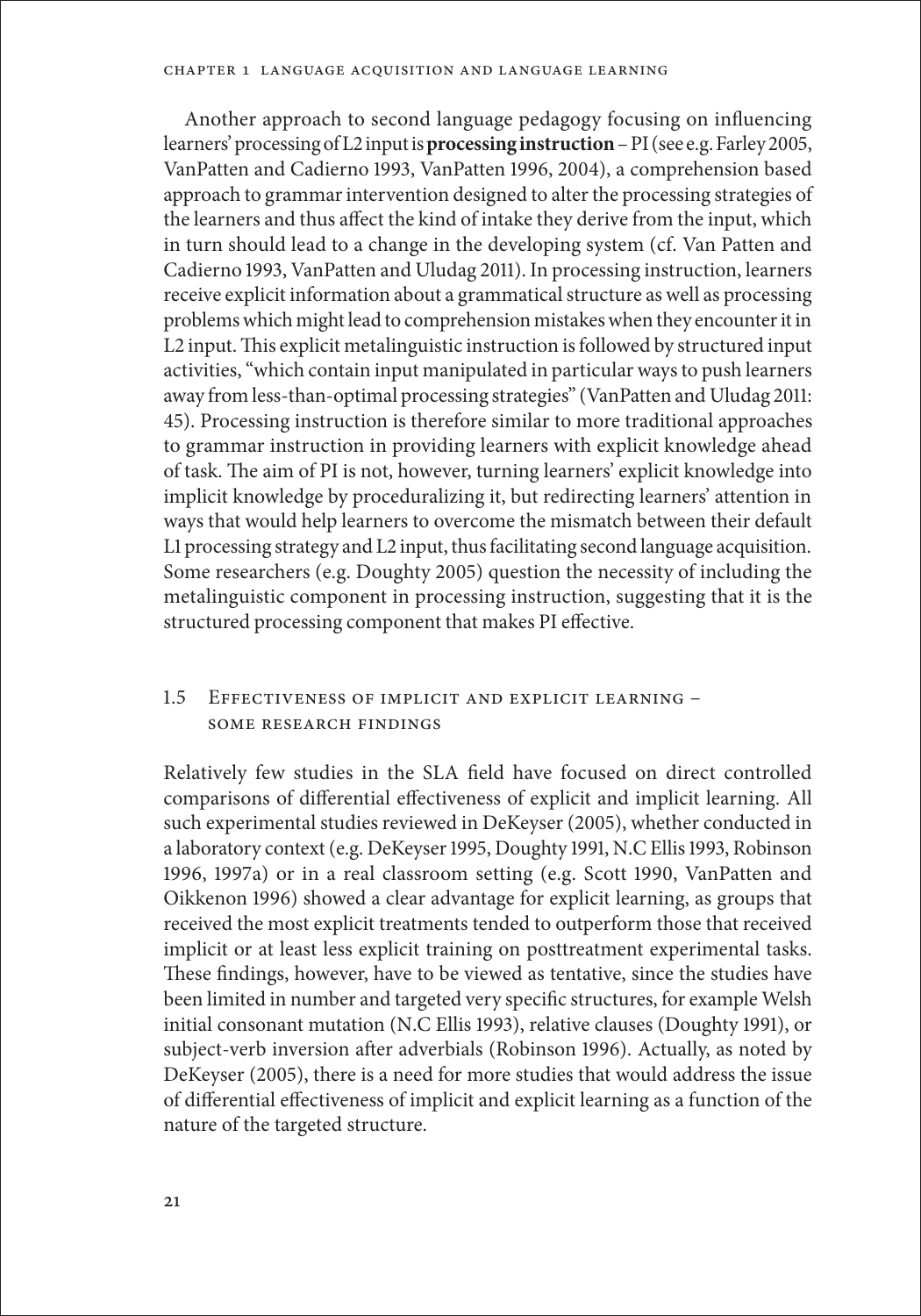Another approach to second language pedagogy focusing on influencing learners' processing of L2 input is **processing instruction** – PI (see e.g. Farley 2005, VanPatten and Cadierno 1993, VanPatten 1996, 2004), a comprehension based approach to grammar intervention designed to alter the processing strategies of the learners and thus affect the kind of intake they derive from the input, which in turn should lead to a change in the developing system (cf. Van Patten and Cadierno 1993, VanPatten and Uludag 2011). In processing instruction, learners receive explicit information about a grammatical structure as well as processing problems which might lead to comprehension mistakes when they encounter it in L2 input. This explicit metalinguistic instruction is followed by structured input activities, "which contain input manipulated in particular ways to push learners away from less-than-optimal processing strategies" (VanPatten and Uludag 2011: 45). Processing instruction is therefore similar to more traditional approaches to grammar instruction in providing learners with explicit knowledge ahead of task. The aim of PI is not, however, turning learners' explicit knowledge into implicit knowledge by proceduralizing it, but redirecting learners' attention in ways that would help learners to overcome the mismatch between their default L1 processing strategy and L2 input, thus facilitating second language acquisition. Some researchers (e.g. Doughty 2005) question the necessity of including the metalinguistic component in processing instruction, suggesting that it is the structured processing component that makes PI effective.

## 1.5 Effectiveness of implicit and explicit learning – some research findings

Relatively few studies in the SLA field have focused on direct controlled comparisons of differential effectiveness of explicit and implicit learning. All such experimental studies reviewed in DeKeyser (2005), whether conducted in a laboratory context (e.g. DeKeyser 1995, Doughty 1991, N.C Ellis 1993, Robinson 1996, 1997a) or in a real classroom setting (e.g. Scott 1990, VanPatten and Oikkenon 1996) showed a clear advantage for explicit learning, as groups that received the most explicit treatments tended to outperform those that received implicit or at least less explicit training on posttreatment experimental tasks. These findings, however, have to be viewed as tentative, since the studies have been limited in number and targeted very specific structures, for example Welsh initial consonant mutation (N.C Ellis 1993), relative clauses (Doughty 1991), or subject-verb inversion after adverbials (Robinson 1996). Actually, as noted by DeKeyser (2005), there is a need for more studies that would address the issue of differential effectiveness of implicit and explicit learning as a function of the nature of the targeted structure.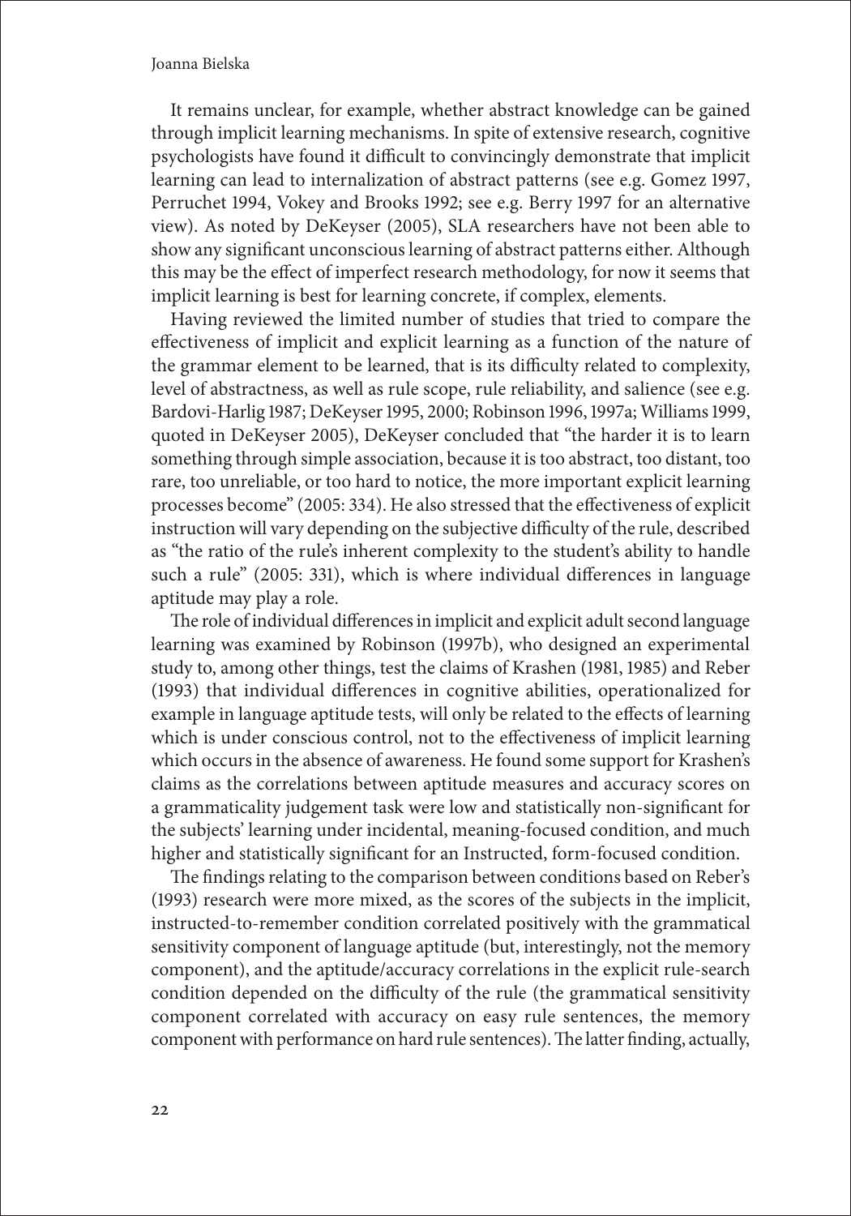It remains unclear, for example, whether abstract knowledge can be gained through implicit learning mechanisms. In spite of extensive research, cognitive psychologists have found it difficult to convincingly demonstrate that implicit learning can lead to internalization of abstract patterns (see e.g. Gomez 1997, Perruchet 1994, Vokey and Brooks 1992; see e.g. Berry 1997 for an alternative view). As noted by DeKeyser (2005), SLA researchers have not been able to show any significant unconscious learning of abstract patterns either. Although this may be the effect of imperfect research methodology, for now it seems that implicit learning is best for learning concrete, if complex, elements.

Having reviewed the limited number of studies that tried to compare the effectiveness of implicit and explicit learning as a function of the nature of the grammar element to be learned, that is its difficulty related to complexity, level of abstractness, as well as rule scope, rule reliability, and salience (see e.g. Bardovi-Harlig 1987; DeKeyser 1995, 2000; Robinson 1996, 1997a; Williams 1999, quoted in DeKeyser 2005), DeKeyser concluded that "the harder it is to learn something through simple association, because it is too abstract, too distant, too rare, too unreliable, or too hard to notice, the more important explicit learning processes become" (2005: 334). He also stressed that the effectiveness of explicit instruction will vary depending on the subjective difficulty of the rule, described as "the ratio of the rule's inherent complexity to the student's ability to handle such a rule" (2005: 331), which is where individual differences in language aptitude may play a role.

The role of individual differences in implicit and explicit adult second language learning was examined by Robinson (1997b), who designed an experimental study to, among other things, test the claims of Krashen (1981, 1985) and Reber (1993) that individual differences in cognitive abilities, operationalized for example in language aptitude tests, will only be related to the effects of learning which is under conscious control, not to the effectiveness of implicit learning which occurs in the absence of awareness. He found some support for Krashen's claims as the correlations between aptitude measures and accuracy scores on a grammaticality judgement task were low and statistically non-significant for the subjects' learning under incidental, meaning-focused condition, and much higher and statistically significant for an Instructed, form-focused condition.

The findings relating to the comparison between conditions based on Reber's (1993) research were more mixed, as the scores of the subjects in the implicit, instructed-to-remember condition correlated positively with the grammatical sensitivity component of language aptitude (but, interestingly, not the memory component), and the aptitude/accuracy correlations in the explicit rule-search condition depended on the difficulty of the rule (the grammatical sensitivity component correlated with accuracy on easy rule sentences, the memory component with performance on hard rule sentences). The latter finding, actually,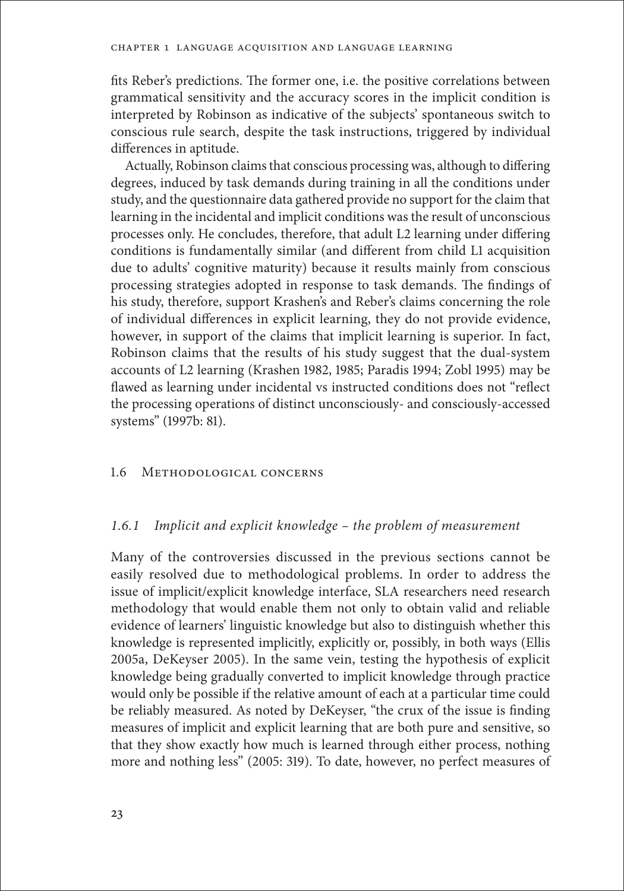fits Reber's predictions. The former one, i.e. the positive correlations between grammatical sensitivity and the accuracy scores in the implicit condition is interpreted by Robinson as indicative of the subjects' spontaneous switch to conscious rule search, despite the task instructions, triggered by individual differences in aptitude.

Actually, Robinson claims that conscious processing was, although to differing degrees, induced by task demands during training in all the conditions under study, and the questionnaire data gathered provide no support for the claim that learning in the incidental and implicit conditions was the result of unconscious processes only. He concludes, therefore, that adult L2 learning under differing conditions is fundamentally similar (and different from child L1 acquisition due to adults' cognitive maturity) because it results mainly from conscious processing strategies adopted in response to task demands. The findings of his study, therefore, support Krashen's and Reber's claims concerning the role of individual differences in explicit learning, they do not provide evidence, however, in support of the claims that implicit learning is superior. In fact, Robinson claims that the results of his study suggest that the dual-system accounts of L2 learning (Krashen 1982, 1985; Paradis 1994; Zobl 1995) may be flawed as learning under incidental vs instructed conditions does not "reflect the processing operations of distinct unconsciously- and consciously-accessed systems" (1997b: 81).

## 1.6 Methodological concerns

### *1.6.1 Implicit and explicit knowledge – the problem of measurement*

Many of the controversies discussed in the previous sections cannot be easily resolved due to methodological problems. In order to address the issue of implicit/explicit knowledge interface, SLA researchers need research methodology that would enable them not only to obtain valid and reliable evidence of learners' linguistic knowledge but also to distinguish whether this knowledge is represented implicitly, explicitly or, possibly, in both ways (Ellis 2005a, DeKeyser 2005). In the same vein, testing the hypothesis of explicit knowledge being gradually converted to implicit knowledge through practice would only be possible if the relative amount of each at a particular time could be reliably measured. As noted by DeKeyser, "the crux of the issue is finding measures of implicit and explicit learning that are both pure and sensitive, so that they show exactly how much is learned through either process, nothing more and nothing less" (2005: 319). To date, however, no perfect measures of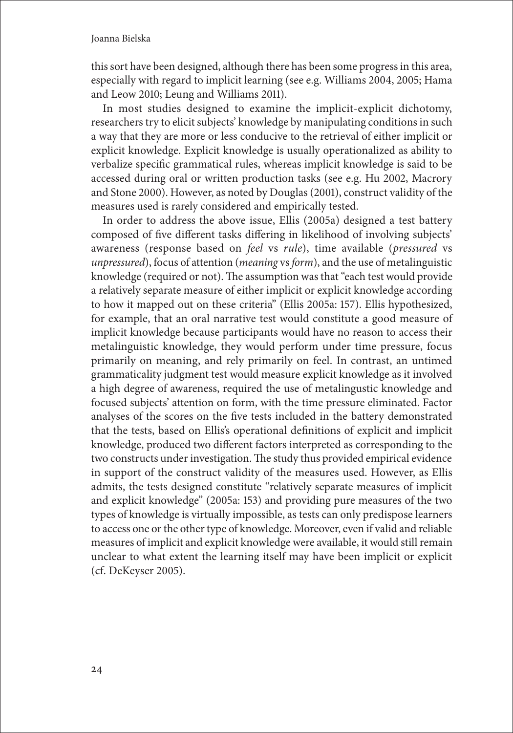this sort have been designed, although there has been some progress in this area, especially with regard to implicit learning (see e.g. Williams 2004, 2005; Hama and Leow 2010; Leung and Williams 2011).

In most studies designed to examine the implicit-explicit dichotomy, researchers try to elicit subjects' knowledge by manipulating conditions in such a way that they are more or less conducive to the retrieval of either implicit or explicit knowledge. Explicit knowledge is usually operationalized as ability to verbalize specific grammatical rules, whereas implicit knowledge is said to be accessed during oral or written production tasks (see e.g. Hu 2002, Macrory and Stone 2000). However, as noted by Douglas (2001), construct validity of the measures used is rarely considered and empirically tested.

In order to address the above issue, Ellis (2005a) designed a test battery composed of five different tasks differing in likelihood of involving subjects' awareness (response based on *feel* vs *rule*), time available (*pressured* vs *unpressured*), focus of attention (*meaning* vs *form*), and the use of metalinguistic knowledge (required or not). The assumption was that "each test would provide a relatively separate measure of either implicit or explicit knowledge according to how it mapped out on these criteria" (Ellis 2005a: 157). Ellis hypothesized, for example, that an oral narrative test would constitute a good measure of implicit knowledge because participants would have no reason to access their metalinguistic knowledge, they would perform under time pressure, focus primarily on meaning, and rely primarily on feel. In contrast, an untimed grammaticality judgment test would measure explicit knowledge as it involved a high degree of awareness, required the use of metalingustic knowledge and focused subjects' attention on form, with the time pressure eliminated. Factor analyses of the scores on the five tests included in the battery demonstrated that the tests, based on Ellis's operational definitions of explicit and implicit knowledge, produced two different factors interpreted as corresponding to the two constructs under investigation. The study thus provided empirical evidence in support of the construct validity of the measures used. However, as Ellis admits, the tests designed constitute "relatively separate measures of implicit and explicit knowledge" (2005a: 153) and providing pure measures of the two types of knowledge is virtually impossible, as tests can only predispose learners to access one or the other type of knowledge. Moreover, even if valid and reliable measures of implicit and explicit knowledge were available, it would still remain unclear to what extent the learning itself may have been implicit or explicit (cf. DeKeyser 2005).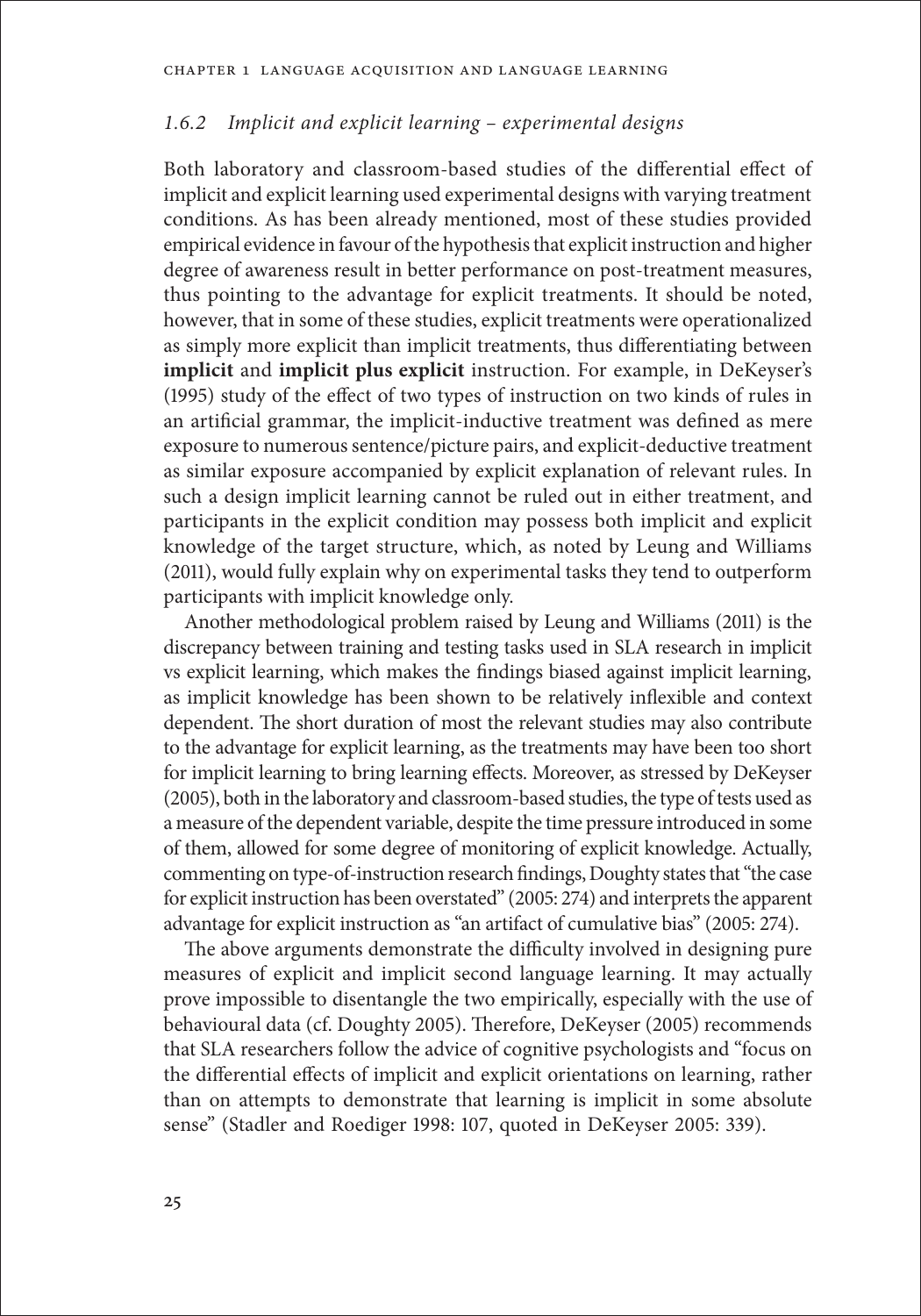### *1.6.2 Implicit and explicit learning – experimental designs*

Both laboratory and classroom-based studies of the differential effect of implicit and explicit learning used experimental designs with varying treatment conditions. As has been already mentioned, most of these studies provided empirical evidence in favour of the hypothesis that explicit instruction and higher degree of awareness result in better performance on post-treatment measures, thus pointing to the advantage for explicit treatments. It should be noted, however, that in some of these studies, explicit treatments were operationalized as simply more explicit than implicit treatments, thus differentiating between **implicit** and **implicit plus explicit** instruction. For example, in DeKeyser's (1995) study of the effect of two types of instruction on two kinds of rules in an artificial grammar, the implicit-inductive treatment was defined as mere exposure to numerous sentence/picture pairs, and explicit-deductive treatment as similar exposure accompanied by explicit explanation of relevant rules. In such a design implicit learning cannot be ruled out in either treatment, and participants in the explicit condition may possess both implicit and explicit knowledge of the target structure, which, as noted by Leung and Williams (2011), would fully explain why on experimental tasks they tend to outperform participants with implicit knowledge only.

Another methodological problem raised by Leung and Williams (2011) is the discrepancy between training and testing tasks used in SLA research in implicit vs explicit learning, which makes the findings biased against implicit learning, as implicit knowledge has been shown to be relatively inflexible and context dependent. The short duration of most the relevant studies may also contribute to the advantage for explicit learning, as the treatments may have been too short for implicit learning to bring learning effects. Moreover, as stressed by DeKeyser (2005), both in the laboratory and classroom-based studies, the type of tests used as a measure of the dependent variable, despite the time pressure introduced in some of them, allowed for some degree of monitoring of explicit knowledge. Actually, commenting on type-of-instruction research findings, Doughty states that "the case for explicit instruction has been overstated" (2005: 274) and interprets the apparent advantage for explicit instruction as "an artifact of cumulative bias" (2005: 274).

The above arguments demonstrate the difficulty involved in designing pure measures of explicit and implicit second language learning. It may actually prove impossible to disentangle the two empirically, especially with the use of behavioural data (cf. Doughty 2005). Therefore, DeKeyser (2005) recommends that SLA researchers follow the advice of cognitive psychologists and "focus on the differential effects of implicit and explicit orientations on learning, rather than on attempts to demonstrate that learning is implicit in some absolute sense" (Stadler and Roediger 1998: 107, quoted in DeKeyser 2005: 339).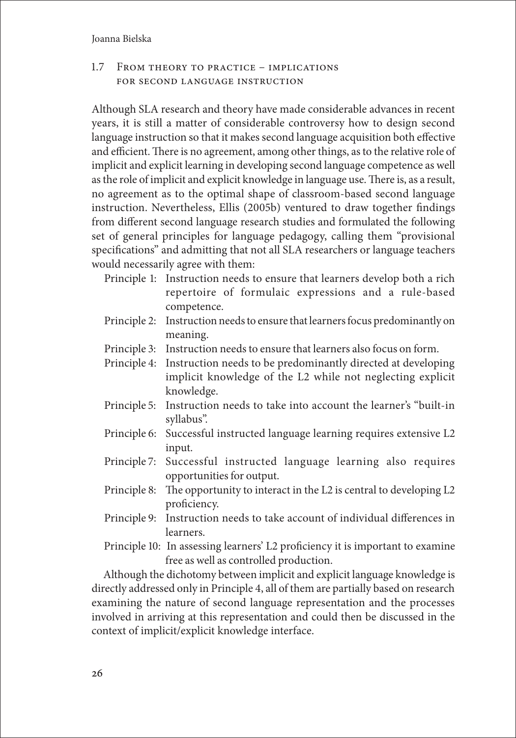## 1.7 From theory to practice – implications for second language instruction

Although SLA research and theory have made considerable advances in recent years, it is still a matter of considerable controversy how to design second language instruction so that it makes second language acquisition both effective and efficient. There is no agreement, among other things, as to the relative role of implicit and explicit learning in developing second language competence as well as the role of implicit and explicit knowledge in language use. There is, as a result, no agreement as to the optimal shape of classroom-based second language instruction. Nevertheless, Ellis (2005b) ventured to draw together findings from different second language research studies and formulated the following set of general principles for language pedagogy, calling them "provisional specifications" and admitting that not all SLA researchers or language teachers would necessarily agree with them:

- Principle 1: Instruction needs to ensure that learners develop both a rich repertoire of formulaic expressions and a rule-based competence.
- Principle 2: Instruction needs to ensure that learners focus predominantly on meaning.
- Principle 3: Instruction needs to ensure that learners also focus on form.
- Principle 4: Instruction needs to be predominantly directed at developing implicit knowledge of the L2 while not neglecting explicit knowledge.
- Principle 5: Instruction needs to take into account the learner's "built-in syllabus".
- Principle 6: Successful instructed language learning requires extensive L2 input.
- Principle 7: Successful instructed language learning also requires opportunities for output.
- Principle 8: The opportunity to interact in the L2 is central to developing L2 proficiency.
- Principle 9: Instruction needs to take account of individual differences in learners.
- Principle 10: In assessing learners' L2 proficiency it is important to examine free as well as controlled production.

Although the dichotomy between implicit and explicit language knowledge is directly addressed only in Principle 4, all of them are partially based on research examining the nature of second language representation and the processes involved in arriving at this representation and could then be discussed in the context of implicit/explicit knowledge interface.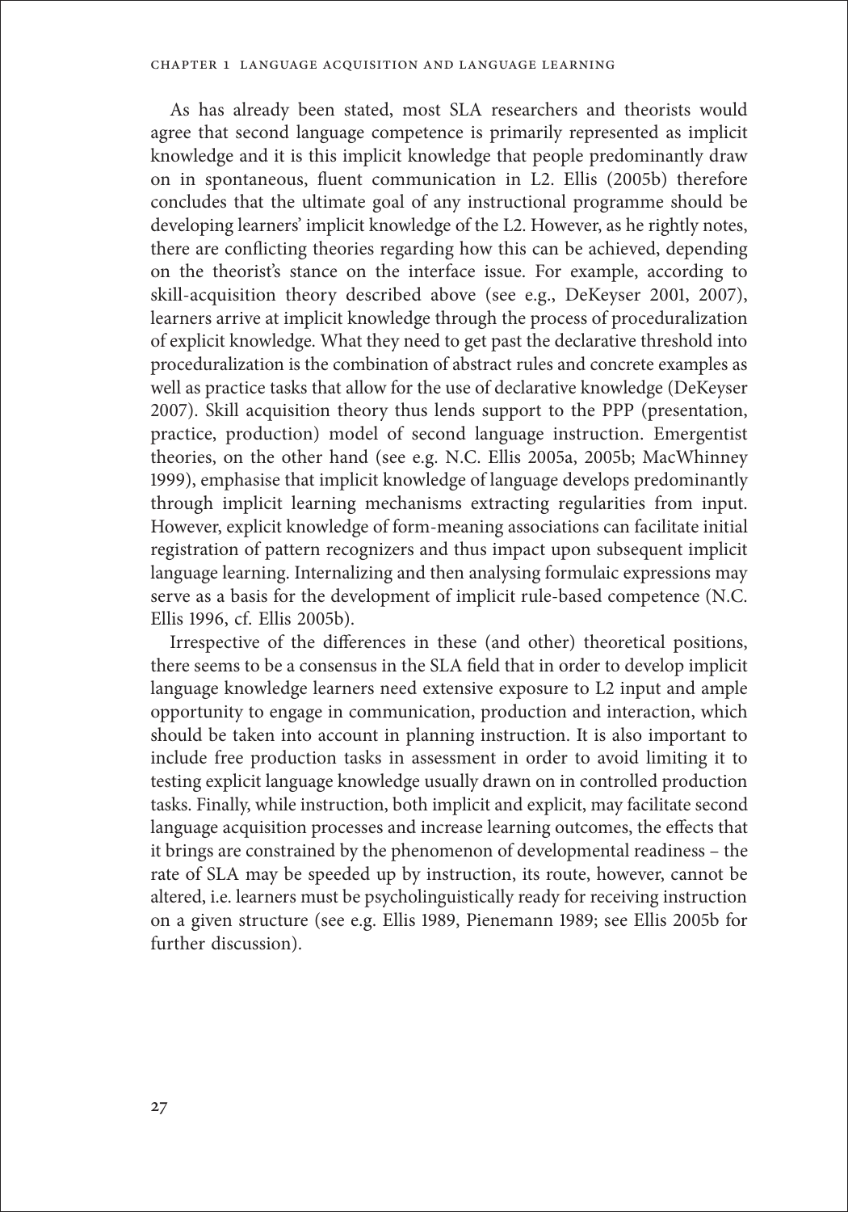As has already been stated, most SLA researchers and theorists would agree that second language competence is primarily represented as implicit knowledge and it is this implicit knowledge that people predominantly draw on in spontaneous, fluent communication in L2. Ellis (2005b) therefore concludes that the ultimate goal of any instructional programme should be developing learners' implicit knowledge of the L2. However, as he rightly notes, there are conflicting theories regarding how this can be achieved, depending on the theorist's stance on the interface issue. For example, according to skill-acquisition theory described above (see e.g., DeKeyser 2001, 2007), learners arrive at implicit knowledge through the process of proceduralization of explicit knowledge. What they need to get past the declarative threshold into proceduralization is the combination of abstract rules and concrete examples as well as practice tasks that allow for the use of declarative knowledge (DeKeyser 2007). Skill acquisition theory thus lends support to the PPP (presentation, practice, production) model of second language instruction. Emergentist theories, on the other hand (see e.g. N.C. Ellis 2005a, 2005b; MacWhinney 1999), emphasise that implicit knowledge of language develops predominantly through implicit learning mechanisms extracting regularities from input. However, explicit knowledge of form-meaning associations can facilitate initial registration of pattern recognizers and thus impact upon subsequent implicit language learning. Internalizing and then analysing formulaic expressions may serve as a basis for the development of implicit rule-based competence (N.C. Ellis 1996, cf. Ellis 2005b).

Irrespective of the differences in these (and other) theoretical positions, there seems to be a consensus in the SLA field that in order to develop implicit language knowledge learners need extensive exposure to L2 input and ample opportunity to engage in communication, production and interaction, which should be taken into account in planning instruction. It is also important to include free production tasks in assessment in order to avoid limiting it to testing explicit language knowledge usually drawn on in controlled production tasks. Finally, while instruction, both implicit and explicit, may facilitate second language acquisition processes and increase learning outcomes, the effects that it brings are constrained by the phenomenon of developmental readiness – the rate of SLA may be speeded up by instruction, its route, however, cannot be altered, i.e. learners must be psycholinguistically ready for receiving instruction on a given structure (see e.g. Ellis 1989, Pienemann 1989; see Ellis 2005b for further discussion).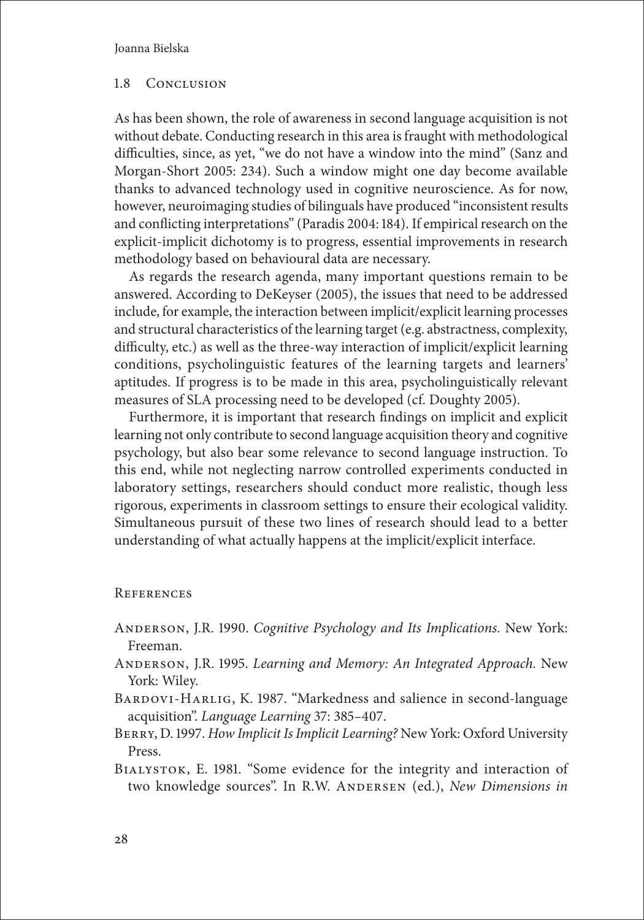## 1.8 Conclusion

As has been shown, the role of awareness in second language acquisition is not without debate. Conducting research in this area is fraught with methodological difficulties, since, as yet, "we do not have a window into the mind" (Sanz and Morgan-Short 2005: 234). Such a window might one day become available thanks to advanced technology used in cognitive neuroscience. As for now, however, neuroimaging studies of bilinguals have produced "inconsistent results and conflicting interpretations" (Paradis 2004: 184). If empirical research on the explicit-implicit dichotomy is to progress, essential improvements in research methodology based on behavioural data are necessary.

As regards the research agenda, many important questions remain to be answered. According to DeKeyser (2005), the issues that need to be addressed include, for example, the interaction between implicit/explicit learning processes and structural characteristics of the learning target (e.g. abstractness, complexity, difficulty, etc.) as well as the three-way interaction of implicit/explicit learning conditions, psycholinguistic features of the learning targets and learners' aptitudes. If progress is to be made in this area, psycholinguistically relevant measures of SLA processing need to be developed (cf. Doughty 2005).

Furthermore, it is important that research findings on implicit and explicit learning not only contribute to second language acquisition theory and cognitive psychology, but also bear some relevance to second language instruction. To this end, while not neglecting narrow controlled experiments conducted in laboratory settings, researchers should conduct more realistic, though less rigorous, experiments in classroom settings to ensure their ecological validity. Simultaneous pursuit of these two lines of research should lead to a better understanding of what actually happens at the implicit/explicit interface.

## References

Anderson, J.R. 1990. *Cognitive Psychology and Its Implications.* New York: Freeman.

Anderson, J.R. 1995. *Learning and Memory: An Integrated Approach.* New York: Wiley.

Bardovi-Harlig, K. 1987. "Markedness and salience in second-language acquisition". *Language Learning* 37: 385–407.

Berry, D. 1997. *How Implicit Is Implicit Learning?* New York: Oxford University Press.

Bialystok, E. 1981. "Some evidence for the integrity and interaction of two knowledge sources". In R.W. Andersen (ed.), *New Dimensions in*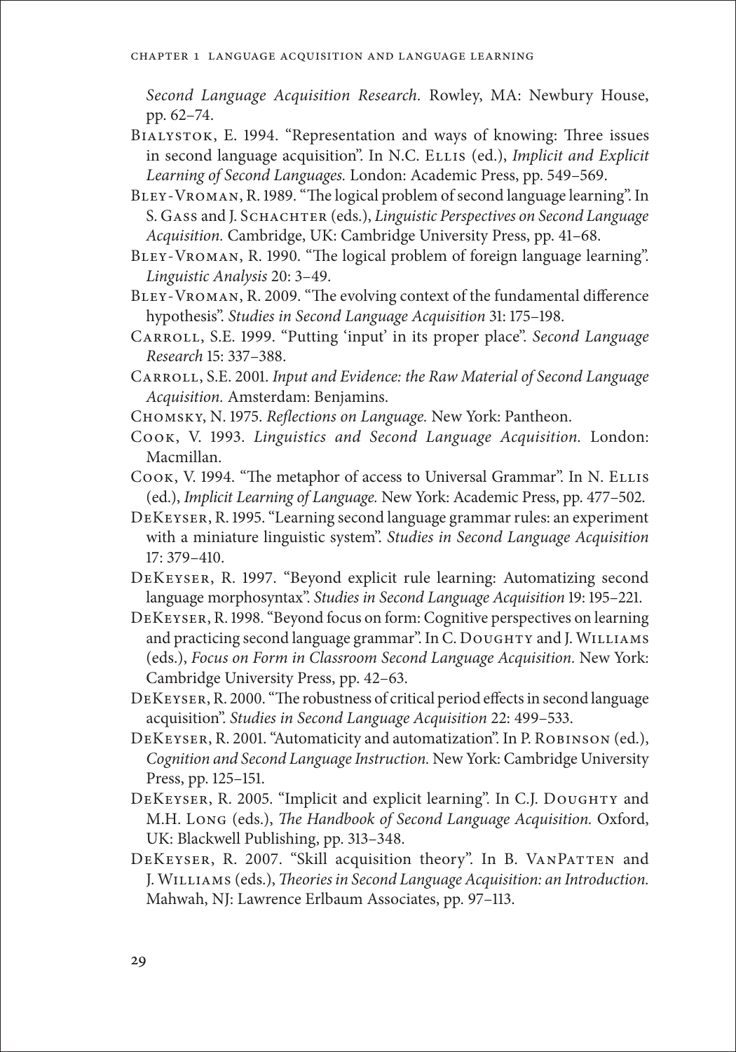*Second Language Acquisition Research.* Rowley, MA: Newbury House, pp. 62–74.

Bialystok, E. 1994. "Representation and ways of knowing: Three issues in second language acquisition". In N.C. Ellis (ed.), *Implicit and Explicit Learning of Second Languages.* London: Academic Press, pp. 549–569.

Bley-Vroman, R. 1989. "The logical problem of second language learning". In S. Gass and J. Schachter (eds.), *Linguistic Perspectives on Second Language Acquisition.* Cambridge, UK: Cambridge University Press, pp. 41–68.

Bley-Vroman, R. 1990. "The logical problem of foreign language learning". *Linguistic Analysis* 20: 3–49.

Bley-Vroman, R. 2009. "The evolving context of the fundamental difference hypothesis". *Studies in Second Language Acquisition* 31: 175–198.

Carroll, S.E. 1999. "Putting 'input' in its proper place". *Second Language Research* 15: 337–388.

Carroll, S.E. 2001. *Input and Evidence: the Raw Material of Second Language Acquisition.* Amsterdam: Benjamins.

Chomsky, N. 1975. *Reflections on Language.* New York: Pantheon.

Cook, V. 1993. *Linguistics and Second Language Acquisition.* London: Macmillan.

Cook, V. 1994. "The metaphor of access to Universal Grammar". In N. Ellis (ed.), *Implicit Learning of Language.* New York: Academic Press, pp. 477–502.

DeKeyser, R. 1995. "Learning second language grammar rules: an experiment with a miniature linguistic system". *Studies in Second Language Acquisition* 17: 379–410.

DeKeyser, R. 1997. "Beyond explicit rule learning: Automatizing second language morphosyntax". *Studies in Second Language Acquisition* 19: 195–221.

DeKeyser, R. 1998. "Beyond focus on form: Cognitive perspectives on learning and practicing second language grammar". In C. Doughty and J. Williams (eds.), *Focus on Form in Classroom Second Language Acquisition.* New York: Cambridge University Press, pp. 42–63.

DeKeyser, R. 2000. "The robustness of critical period effects in second language acquisition". *Studies in Second Language Acquisition* 22: 499–533.

DeKeyser, R. 2001. "Automaticity and automatization". In P. Robinson (ed.), *Cognition and Second Language Instruction.* New York: Cambridge University Press, pp. 125–151.

DeKeyser, R. 2005. "Implicit and explicit learning". In C.J. Doughty and M.H. Long (eds.), *The Handbook of Second Language Acquisition.* Oxford, UK: Blackwell Publishing, pp. 313–348.

DeKeyser, R. 2007. "Skill acquisition theory". In B. VanPatten and J. Williams (eds.), *Theories in Second Language Acquisition: an Introduction.* Mahwah, NJ: Lawrence Erlbaum Associates, pp. 97–113.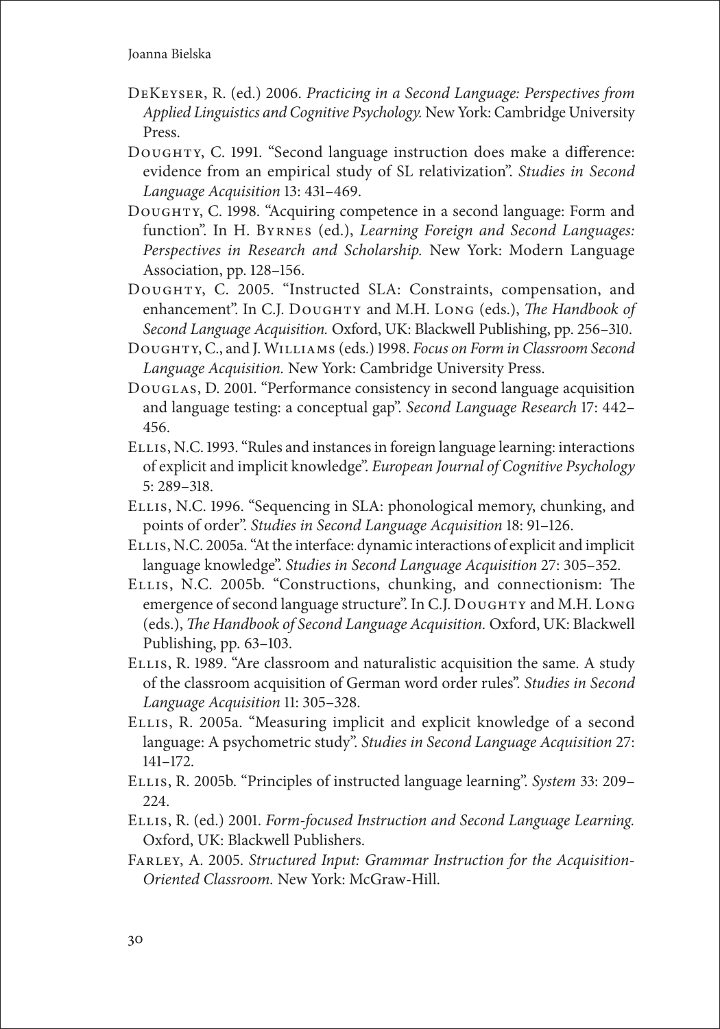DeKeyser, R. (ed.) 2006. *Practicing in a Second Language: Perspectives from Applied Linguistics and Cognitive Psychology.* New York: Cambridge University Press.

Doughty, C. 1991. "Second language instruction does make a difference: evidence from an empirical study of SL relativization". *Studies in Second Language Acquisition* 13: 431–469.

Doughty, C. 1998. "Acquiring competence in a second language: Form and function". In H. Byrnes (ed.), *Learning Foreign and Second Languages: Perspectives in Research and Scholarship.* New York: Modern Language Association, pp. 128–156.

Doughty, C. 2005. "Instructed SLA: Constraints, compensation, and enhancement". In C.J. Doughty and M.H. Long (eds.), *The Handbook of Second Language Acquisition.* Oxford, UK: Blackwell Publishing, pp. 256–310.

Doughty, C., and J. Williams (eds.) 1998. *Focus on Form in Classroom Second Language Acquisition.* New York: Cambridge University Press.

Douglas, D. 2001. "Performance consistency in second language acquisition and language testing: a conceptual gap". *Second Language Research* 17: 442–456.

Ellis, N.C. 1993. "Rules and instances in foreign language learning: interactions of explicit and implicit knowledge". *European Journal of Cognitive Psychology* 5: 289–318.

Ellis, N.C. 1996. "Sequencing in SLA: phonological memory, chunking, and points of order". *Studies in Second Language Acquisition* 18: 91–126.

Ellis, N.C. 2005a. "At the interface: dynamic interactions of explicit and implicit language knowledge". *Studies in Second Language Acquisition* 27: 305–352.

Ellis, N.C. 2005b. "Constructions, chunking, and connectionism: The emergence of second language structure". In C.J. Doughty and M.H. Long (eds.), *The Handbook of Second Language Acquisition.* Oxford, UK: Blackwell Publishing, pp. 63–103.

Ellis, R. 1989. "Are classroom and naturalistic acquisition the same. A study of the classroom acquisition of German word order rules". *Studies in Second Language Acquisition* 11: 305–328.

Ellis, R. 2005a. "Measuring implicit and explicit knowledge of a second language: A psychometric study". *Studies in Second Language Acquisition* 27: 141–172.

Ellis, R. 2005b. "Principles of instructed language learning". *System* 33: 209–224.

Ellis, R. (ed.) 2001. *Form-focused Instruction and Second Language Learning.* Oxford, UK: Blackwell Publishers.

Farley, A. 2005. *Structured Input: Grammar Instruction for the Acquisition-Oriented Classroom.* New York: McGraw-Hill.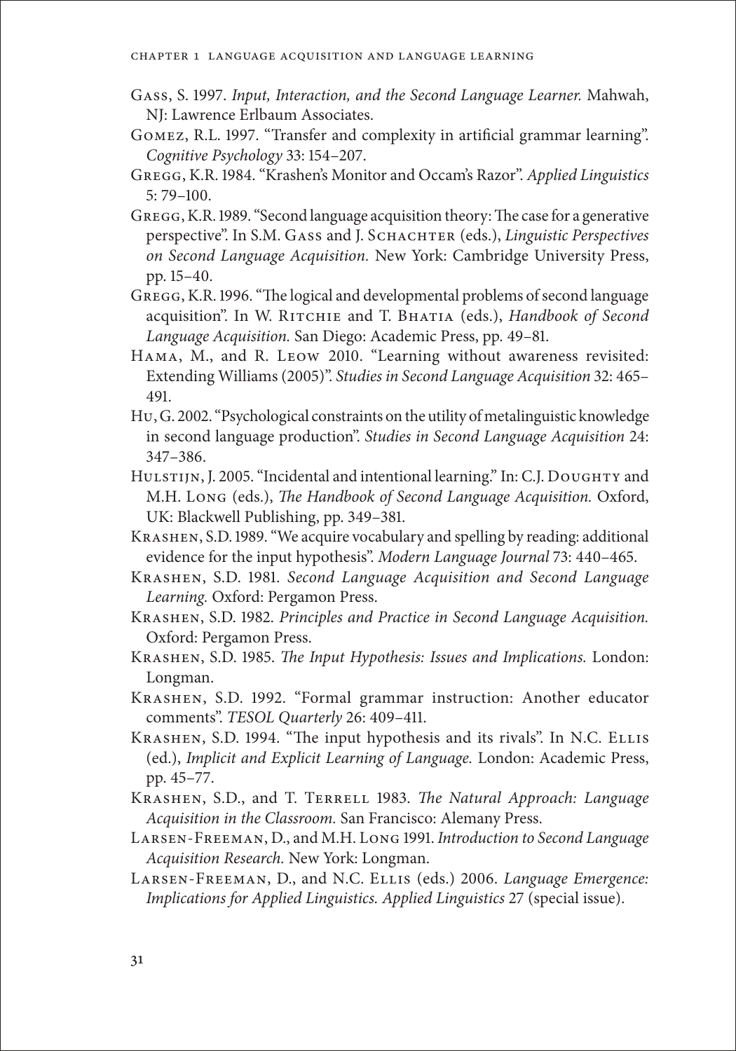Gass, S. 1997. *Input, Interaction, and the Second Language Learner.* Mahwah, NJ: Lawrence Erlbaum Associates.

Gomez, R.L. 1997. "Transfer and complexity in artificial grammar learning". *Cognitive Psychology* 33: 154–207.

Gregg, K.R. 1984. "Krashen's Monitor and Occam's Razor". *Applied Linguistics* 5: 79–100.

Gregg, K.R. 1989. "Second language acquisition theory: The case for a generative perspective". In S.M. Gass and J. Schachter (eds.), *Linguistic Perspectives on Second Language Acquisition.* New York: Cambridge University Press, pp. 15–40.

Gregg, K.R. 1996. "The logical and developmental problems of second language acquisition". In W. Ritchie and T. Bhatia (eds.), *Handbook of Second Language Acquisition.* San Diego: Academic Press, pp. 49–81.

Hama, M., and R. Leow 2010. "Learning without awareness revisited: Extending Williams (2005)". *Studies in Second Language Acquisition* 32: 465–491.

Hu, G. 2002. "Psychological constraints on the utility of metalinguistic knowledge in second language production". *Studies in Second Language Acquisition* 24: 347–386.

Hulstijn, J. 2005. "Incidental and intentional learning." In: C.J. Doughty and M.H. Long (eds.), *The Handbook of Second Language Acquisition.* Oxford, UK: Blackwell Publishing, pp. 349–381.

Krashen, S.D. 1989. "We acquire vocabulary and spelling by reading: additional evidence for the input hypothesis". *Modern Language Journal* 73: 440–465.

Krashen, S.D. 1981. *Second Language Acquisition and Second Language Learning.* Oxford: Pergamon Press.

Krashen, S.D. 1982. *Principles and Practice in Second Language Acquisition.* Oxford: Pergamon Press.

Krashen, S.D. 1985. *The Input Hypothesis: Issues and Implications.* London: Longman.

Krashen, S.D. 1992. "Formal grammar instruction: Another educator comments". *TESOL Quarterly* 26: 409–411.

Krashen, S.D. 1994. "The input hypothesis and its rivals". In N.C. Ellis (ed.), *Implicit and Explicit Learning of Language.* London: Academic Press, pp. 45–77.

Krashen, S.D., and T. Terrell 1983. *The Natural Approach: Language Acquisition in the Classroom.* San Francisco: Alemany Press.

Larsen-Freeman, D., and M.H. Long 1991. *Introduction to Second Language Acquisition Research.* New York: Longman.

Larsen-Freeman, D., and N.C. Ellis (eds.) 2006. *Language Emergence: Implications for Applied Linguistics. Applied Linguistics* 27 (special issue).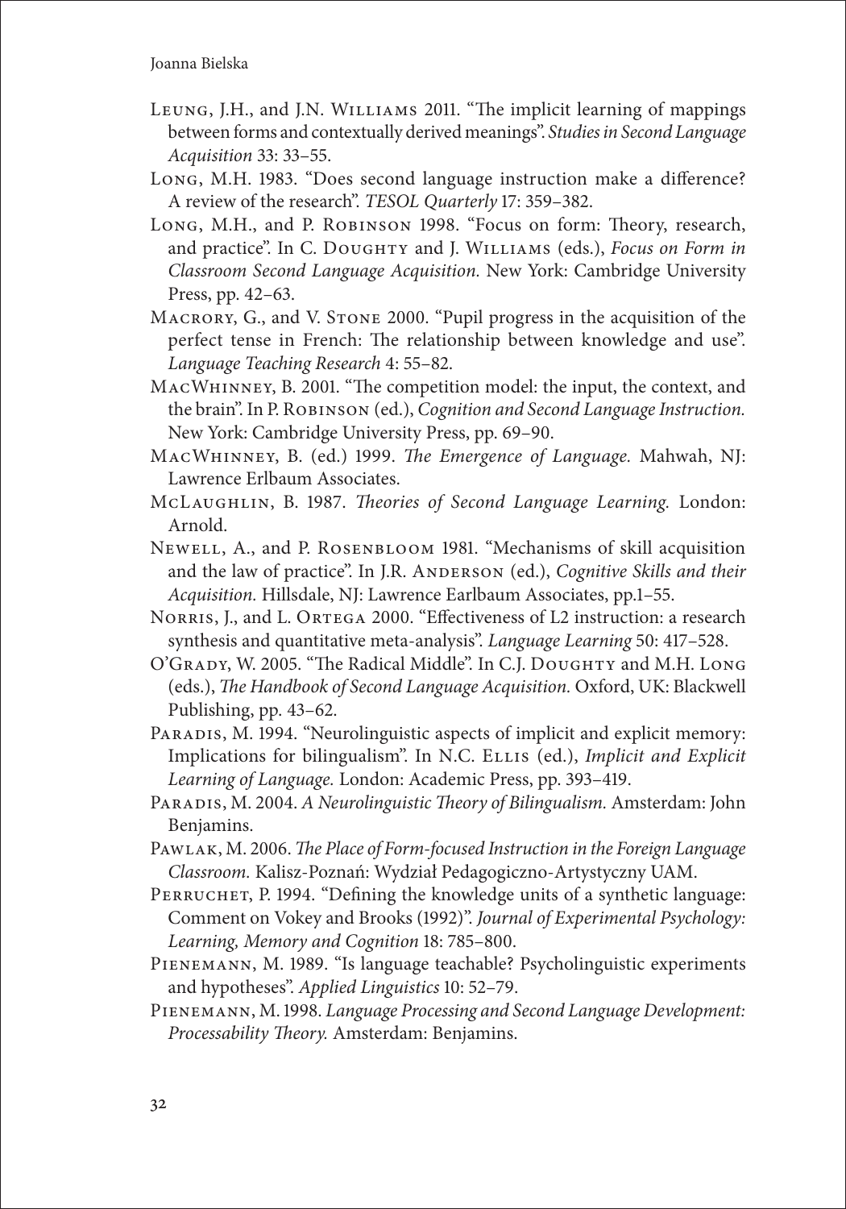Leung, J.H., and J.N. Williams 2011. "The implicit learning of mappings between forms and contextually derived meanings". *Studies in Second Language Acquisition* 33: 33–55.

Long, M.H. 1983. "Does second language instruction make a difference? A review of the research". *TESOL Quarterly* 17: 359–382.

Long, M.H., and P. Robinson 1998. "Focus on form: Theory, research, and practice". In C. Doughty and J. Williams (eds.), *Focus on Form in Classroom Second Language Acquisition.* New York: Cambridge University Press, pp. 42–63.

Macrory, G., and V. Stone 2000. "Pupil progress in the acquisition of the perfect tense in French: The relationship between knowledge and use". *Language Teaching Research* 4: 55–82.

MacWhinney, B. 2001. "The competition model: the input, the context, and the brain". In P. Robinson (ed.), *Cognition and Second Language Instruction.* New York: Cambridge University Press, pp. 69–90.

MacWhinney, B. (ed.) 1999. *The Emergence of Language.* Mahwah, NJ: Lawrence Erlbaum Associates.

McLaughlin, B. 1987. *Theories of Second Language Learning.* London: Arnold.

Newell, A., and P. Rosenbloom 1981. "Mechanisms of skill acquisition and the law of practice". In J.R. Anderson (ed.), *Cognitive Skills and their Acquisition.* Hillsdale, NJ: Lawrence Earlbaum Associates, pp.1–55.

Norris, J., and L. Ortega 2000. "Effectiveness of L2 instruction: a research synthesis and quantitative meta-analysis". *Language Learning* 50: 417–528.

O'Grady, W. 2005. "The Radical Middle". In C.J. Doughty and M.H. Long (eds.), *The Handbook of Second Language Acquisition.* Oxford, UK: Blackwell Publishing, pp. 43–62.

Paradis, M. 1994. "Neurolinguistic aspects of implicit and explicit memory: Implications for bilingualism". In N.C. Ellis (ed.), *Implicit and Explicit Learning of Language.* London: Academic Press, pp. 393–419.

Paradis, M. 2004. *A Neurolinguistic Theory of Bilingualism.* Amsterdam: John Benjamins.

Pawlak, M. 2006. *The Place of Form-focused Instruction in the Foreign Language Classroom.* Kalisz-Poznań: Wydział Pedagogiczno-Artystyczny UAM.

Perruchet, P. 1994. "Defining the knowledge units of a synthetic language: Comment on Vokey and Brooks (1992)". *Journal of Experimental Psychology: Learning, Memory and Cognition* 18: 785–800.

Pienemann, M. 1989. "Is language teachable? Psycholinguistic experiments and hypotheses". *Applied Linguistics* 10: 52–79.

Pienemann, M. 1998. *Language Processing and Second Language Development: Processability Theory.* Amsterdam: Benjamins.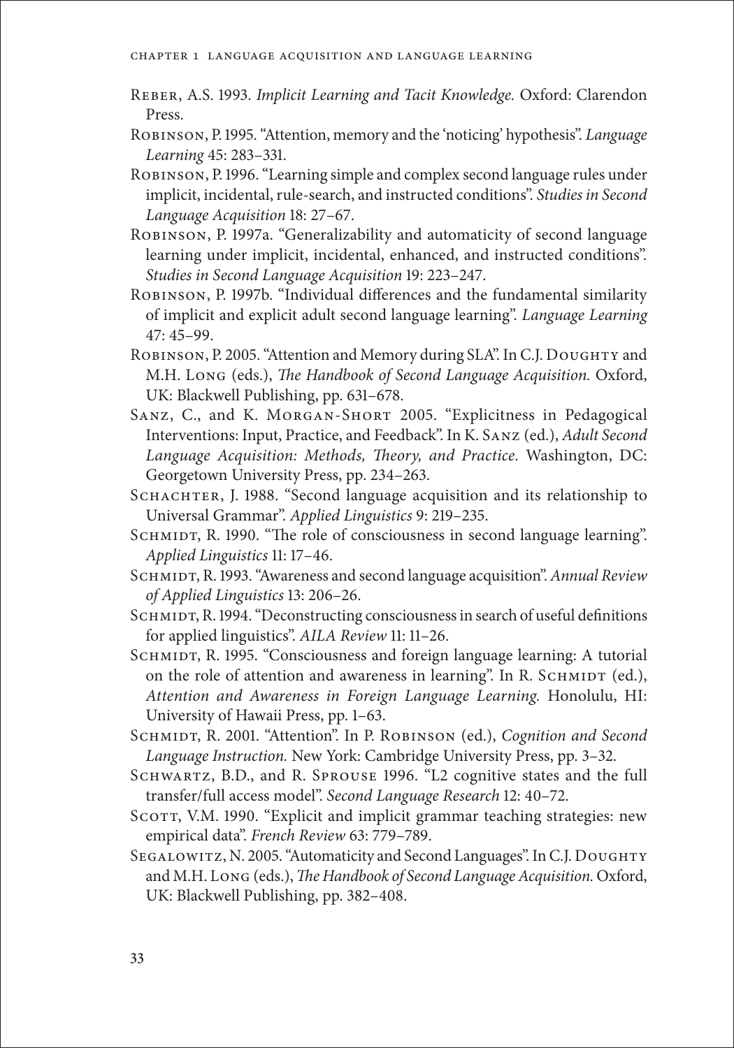Reber, A.S. 1993. *Implicit Learning and Tacit Knowledge.* Oxford: Clarendon Press.

Robinson, P. 1995. "Attention, memory and the 'noticing' hypothesis". *Language Learning* 45: 283–331.

Robinson, P. 1996. "Learning simple and complex second language rules under implicit, incidental, rule-search, and instructed conditions". *Studies in Second Language Acquisition* 18: 27–67.

Robinson, P. 1997a. "Generalizability and automaticity of second language learning under implicit, incidental, enhanced, and instructed conditions". *Studies in Second Language Acquisition* 19: 223–247.

Robinson, P. 1997b. "Individual differences and the fundamental similarity of implicit and explicit adult second language learning". *Language Learning* 47: 45–99.

Robinson, P. 2005. "Attention and Memory during SLA". In C.J. Doughty and M.H. Long (eds.), *The Handbook of Second Language Acquisition.* Oxford, UK: Blackwell Publishing, pp. 631–678.

Sanz, C., and K. Morgan-Short 2005. "Explicitness in Pedagogical Interventions: Input, Practice, and Feedback". In K. Sanz (ed.), *Adult Second Language Acquisition: Methods, Theory, and Practice.* Washington, DC: Georgetown University Press, pp. 234–263.

Schachter, J. 1988. "Second language acquisition and its relationship to Universal Grammar". *Applied Linguistics* 9: 219–235.

Schmidt, R. 1990. "The role of consciousness in second language learning". *Applied Linguistics* 11: 17–46.

Schmidt, R. 1993. "Awareness and second language acquisition". *Annual Review of Applied Linguistics* 13: 206–26.

Schmidt, R. 1994. "Deconstructing consciousness in search of useful definitions for applied linguistics". *AILA Review* 11: 11–26.

Schmidt, R. 1995. "Consciousness and foreign language learning: A tutorial on the role of attention and awareness in learning". In R. Schmidt (ed.), *Attention and Awareness in Foreign Language Learning.* Honolulu, HI: University of Hawaii Press, pp. 1–63.

Schmidt, R. 2001. "Attention". In P. Robinson (ed.), *Cognition and Second Language Instruction.* New York: Cambridge University Press, pp. 3–32.

Schwartz, B.D., and R. Sprouse 1996. "L2 cognitive states and the full transfer/full access model". *Second Language Research* 12: 40–72.

Scott, V.M. 1990. "Explicit and implicit grammar teaching strategies: new empirical data". *French Review* 63: 779–789.

Segalowitz, N. 2005. "Automaticity and Second Languages". In C.J. Doughty and M.H. Long (eds.), *The Handbook of Second Language Acquisition.* Oxford, UK: Blackwell Publishing, pp. 382–408.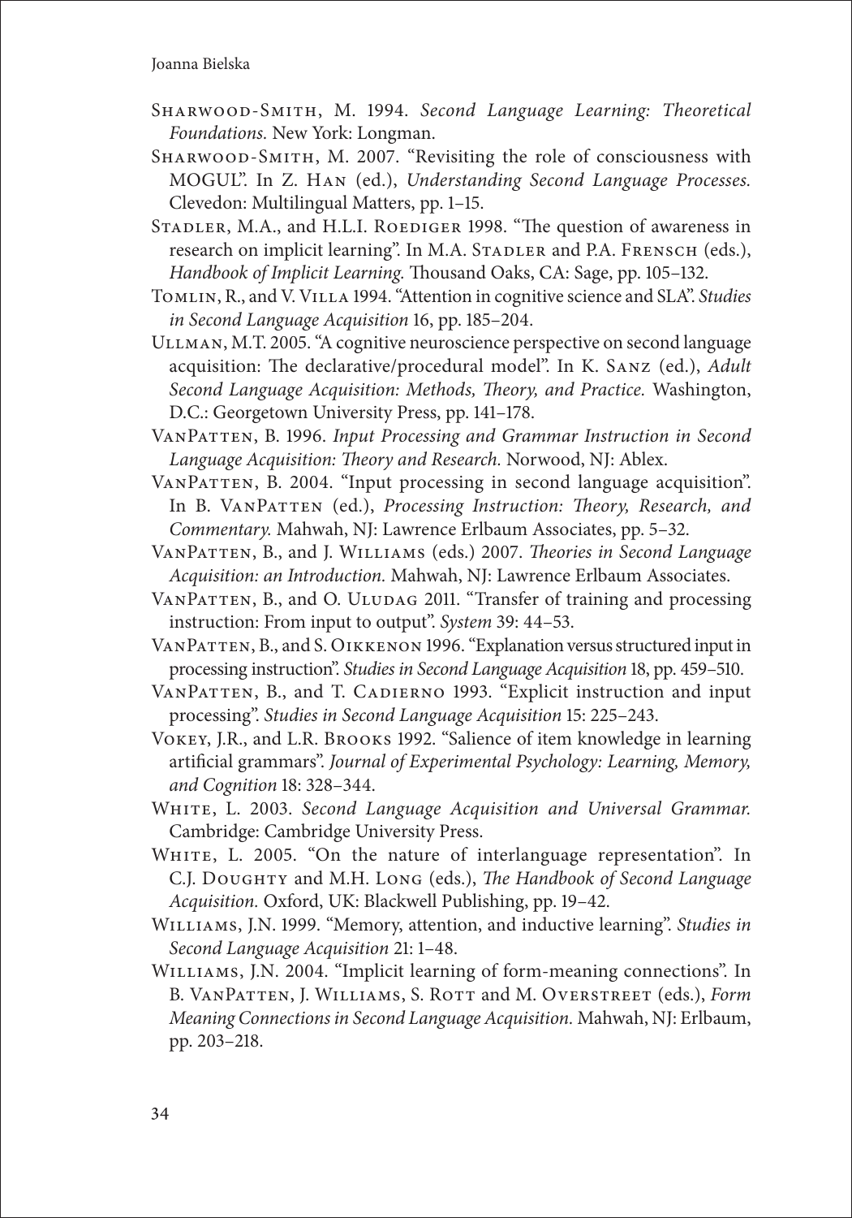Sharwood-Smith, M. 1994. *Second Language Learning: Theoretical Foundations.* New York: Longman.

Sharwood-Smith, M. 2007. "Revisiting the role of consciousness with MOGUL". In Z. Han (ed.), *Understanding Second Language Processes.* Clevedon: Multilingual Matters, pp. 1–15.

Stadler, M.A., and H.L.I. Roediger 1998. "The question of awareness in research on implicit learning". In M.A. Stadler and P.A. Frensch (eds.), *Handbook of Implicit Learning.* Thousand Oaks, CA: Sage, pp. 105–132.

Tomlin, R., and V. Villa 1994. "Attention in cognitive science and SLA". *Studies in Second Language Acquisition* 16, pp. 185–204.

Ullman, M.T. 2005. "A cognitive neuroscience perspective on second language acquisition: The declarative/procedural model". In K. Sanz (ed.), *Adult Second Language Acquisition: Methods, Theory, and Practice.* Washington, D.C.: Georgetown University Press, pp. 141–178.

VanPatten, B. 1996. *Input Processing and Grammar Instruction in Second Language Acquisition: Theory and Research.* Norwood, NJ: Ablex.

VanPatten, B. 2004. "Input processing in second language acquisition". In B. VanPatten (ed.), *Processing Instruction: Theory, Research, and Commentary.* Mahwah, NJ: Lawrence Erlbaum Associates, pp. 5–32.

VanPatten, B., and J. Williams (eds.) 2007. *Theories in Second Language Acquisition: an Introduction.* Mahwah, NJ: Lawrence Erlbaum Associates.

VanPatten, B., and O. Uludag 2011. "Transfer of training and processing instruction: From input to output". *System* 39: 44–53.

VanPatten, B., and S. Oikkenon 1996. "Explanation versus structured input in processing instruction". *Studies in Second Language Acquisition* 18, pp. 459–510.

VanPatten, B., and T. Cadierno 1993. "Explicit instruction and input processing". *Studies in Second Language Acquisition* 15: 225–243.

Vokey, J.R., and L.R. Brooks 1992. "Salience of item knowledge in learning artificial grammars". *Journal of Experimental Psychology: Learning, Memory, and Cognition* 18: 328–344.

White, L. 2003. *Second Language Acquisition and Universal Grammar.* Cambridge: Cambridge University Press.

White, L. 2005. "On the nature of interlanguage representation". In C.J. Doughty and M.H. Long (eds.), *The Handbook of Second Language Acquisition.* Oxford, UK: Blackwell Publishing, pp. 19–42.

Williams, J.N. 1999. "Memory, attention, and inductive learning". *Studies in Second Language Acquisition* 21: 1–48.

Williams, J.N. 2004. "Implicit learning of form-meaning connections". In B. VanPatten, J. Williams, S. Rott and M. Overstreet (eds.), *Form Meaning Connections in Second Language Acquisition.* Mahwah, NJ: Erlbaum, pp. 203–218.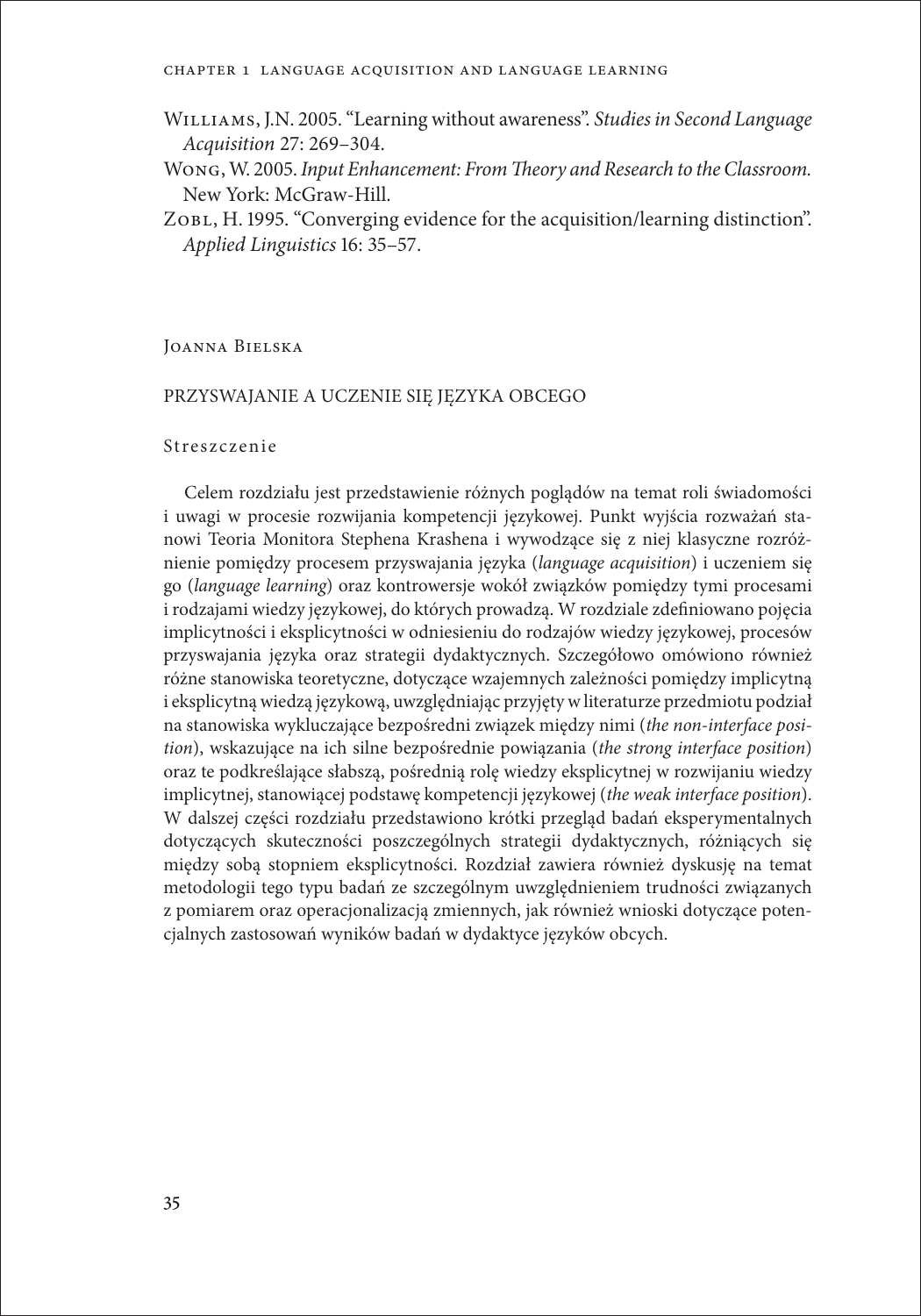Williams, J.N. 2005. "Learning without awareness". *Studies in Second Language Acquisition* 27: 269–304.

Wong, W. 2005. *Input Enhancement: From Theory and Research to the Classroom.* New York: McGraw-Hill.

Zobl, H. 1995. "Converging evidence for the acquisition/learning distinction". *Applied Linguistics* 16: 35–57.

Joanna Bielska

## PRZYSWAJANIE A UCZENIE SIĘ JĘZYKA OBCEGO

### Streszczenie

Celem rozdziału jest przedstawienie różnych poglądów na temat roli świadomości i uwagi w procesie rozwijania kompetencji językowej. Punkt wyjścia rozważań stanowi Teoria Monitora Stephena Krashena i wywodzące się z niej klasyczne rozróżnienie pomiędzy procesem przyswajania języka (*language acquisition*) i uczeniem się go (*language learning*) oraz kontrowersje wokół związków pomiędzy tymi procesami i rodzajami wiedzy językowej, do których prowadzą. W rozdziale zdefiniowano pojęcia implicytności i eksplicytności w odniesieniu do rodzajów wiedzy językowej, procesów przyswajania języka oraz strategii dydaktycznych. Szczegółowo omówiono również różne stanowiska teoretyczne, dotyczące wzajemnych zależności pomiędzy implicytną i eksplicytną wiedzą językową, uwzględniając przyjęty w literaturze przedmiotu podział na stanowiska wykluczające bezpośredni związek między nimi (*the non-interface position*), wskazujące na ich silne bezpośrednie powiązania (*the strong interface position*) oraz te podkreślające słabszą, pośrednią rolę wiedzy eksplicytnej w rozwijaniu wiedzy implicytnej, stanowiącej podstawę kompetencji językowej (*the weak interface position*). W dalszej części rozdziału przedstawiono krótki przegląd badań eksperymentalnych dotyczących skuteczności poszczególnych strategii dydaktycznych, różniących się między sobą stopniem eksplicytności. Rozdział zawiera również dyskusję na temat metodologii tego typu badań ze szczególnym uwzględnieniem trudności związanych z pomiarem oraz operacjonalizacją zmiennych, jak również wnioski dotyczące potencjalnych zastosowań wyników badań w dydaktyce języków obcych.